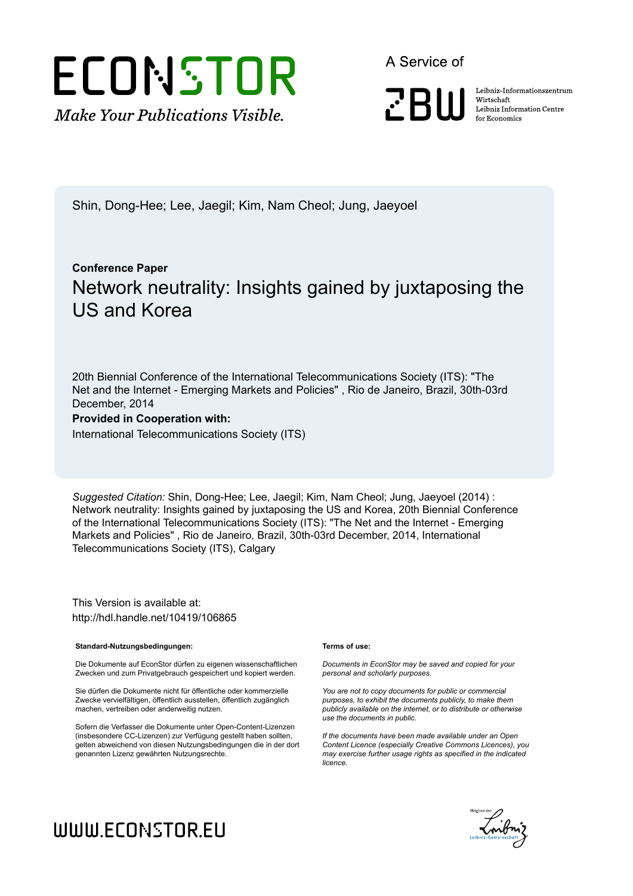ECONSTOR

*Make Your Publications Visible.*

A Service of

ZBW

Leibniz-Informationszentrum Wirtschaft
Leibniz Information Centre for Economics

Shin, Dong-Hee; Lee, Jaegil; Kim, Nam Cheol; Jung, Jaeyoel

**Conference Paper**

# Network neutrality: Insights gained by juxtaposing the US and Korea

20th Biennial Conference of the International Telecommunications Society (ITS): "The Net and the Internet - Emerging Markets and Policies" , Rio de Janeiro, Brazil, 30th-03rd December, 2014

**Provided in Cooperation with:**

International Telecommunications Society (ITS)

*Suggested Citation:* Shin, Dong-Hee; Lee, Jaegil; Kim, Nam Cheol; Jung, Jaeyoel (2014) : Network neutrality: Insights gained by juxtaposing the US and Korea, 20th Biennial Conference of the International Telecommunications Society (ITS): "The Net and the Internet - Emerging Markets and Policies" , Rio de Janeiro, Brazil, 30th-03rd December, 2014, International Telecommunications Society (ITS), Calgary

This Version is available at:
http://hdl.handle.net/10419/106865

**Standard-Nutzungsbedingungen:**

Die Dokumente auf EconStor dürfen zu eigenen wissenschaftlichen Zwecken und zum Privatgebrauch gespeichert und kopiert werden.

Sie dürfen die Dokumente nicht für öffentliche oder kommerzielle Zwecke vervielfältigen, öffentlich ausstellen, öffentlich zugänglich machen, vertreiben oder anderweitig nutzen.

Sofern die Verfasser die Dokumente unter Open-Content-Lizenzen (insbesondere CC-Lizenzen) zur Verfügung gestellt haben sollten, gelten abweichend von diesen Nutzungsbedingungen die in der dort genannten Lizenz gewährten Nutzungsrechte.

**Terms of use:**

*Documents in EconStor may be saved and copied for your personal and scholarly purposes.*

*You are not to copy documents for public or commercial purposes, to exhibit the documents publicly, to make them publicly available on the internet, or to distribute or otherwise use the documents in public.*

*If the documents have been made available under an Open Content Licence (especially Creative Commons Licences), you may exercise further usage rights as specified in the indicated licence.*

WWW.ECONSTOR.EU

Mitglied der Leibniz-Gemeinschaft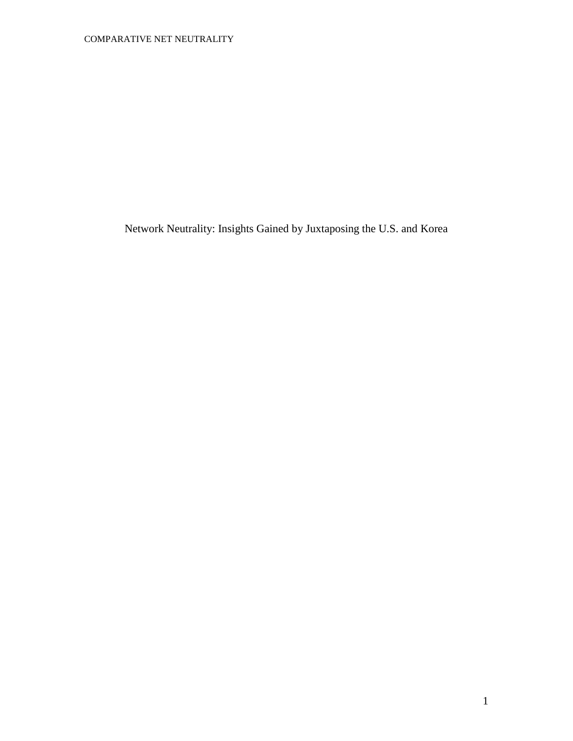# Network Neutrality: Insights Gained by Juxtaposing the U.S. and Korea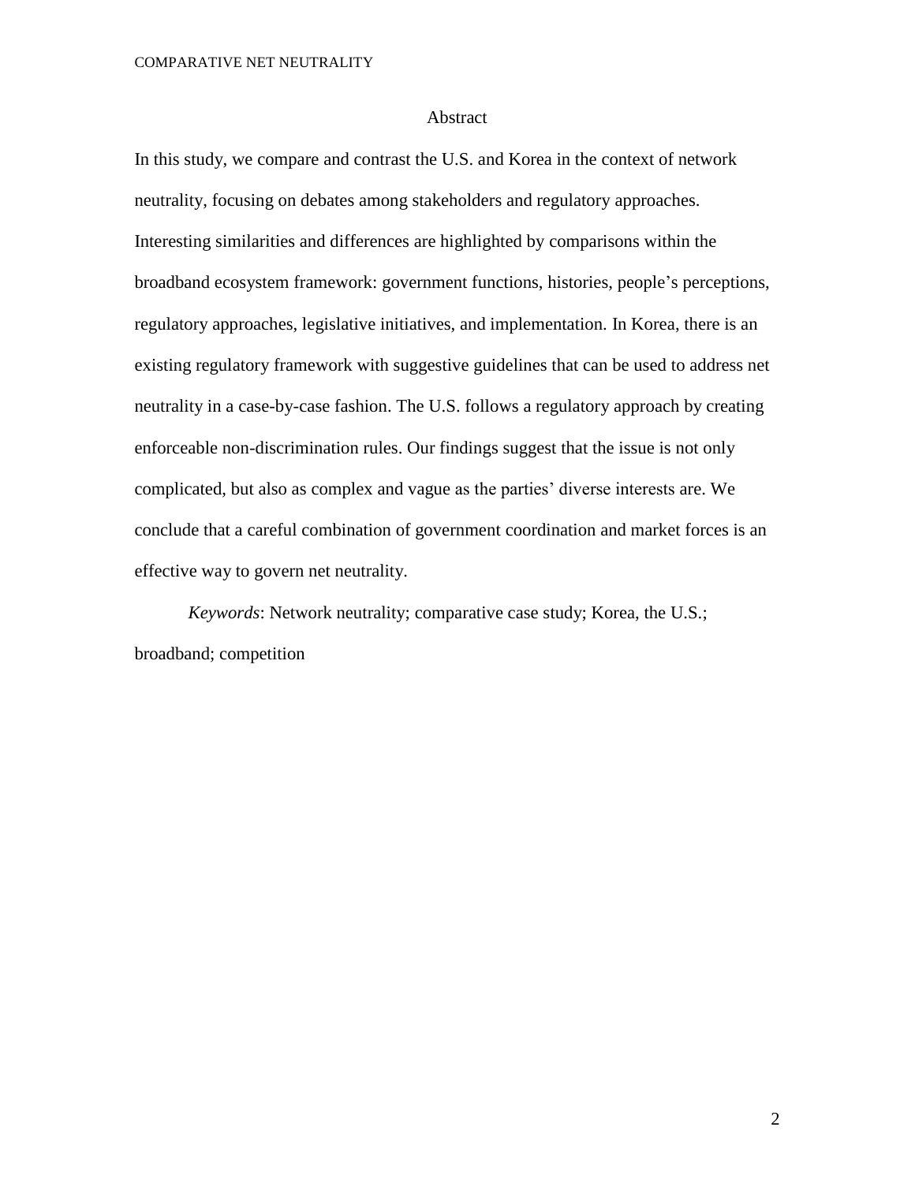# Abstract

In this study, we compare and contrast the U.S. and Korea in the context of network neutrality, focusing on debates among stakeholders and regulatory approaches. Interesting similarities and differences are highlighted by comparisons within the broadband ecosystem framework: government functions, histories, people's perceptions, regulatory approaches, legislative initiatives, and implementation. In Korea, there is an existing regulatory framework with suggestive guidelines that can be used to address net neutrality in a case-by-case fashion. The U.S. follows a regulatory approach by creating enforceable non-discrimination rules. Our findings suggest that the issue is not only complicated, but also as complex and vague as the parties' diverse interests are. We conclude that a careful combination of government coordination and market forces is an effective way to govern net neutrality.

*Keywords*: Network neutrality; comparative case study; Korea, the U.S.; broadband; competition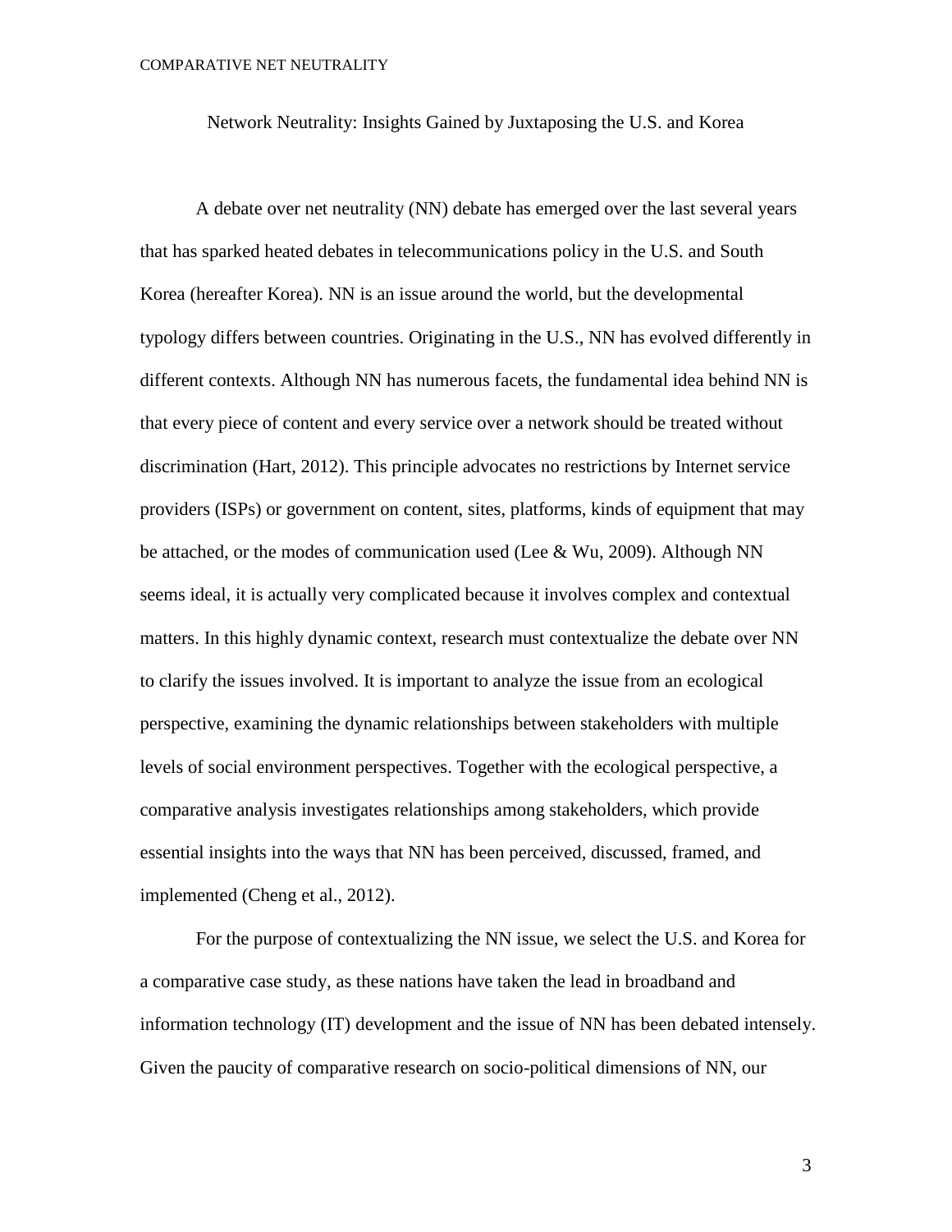Network Neutrality: Insights Gained by Juxtaposing the U.S. and Korea

A debate over net neutrality (NN) debate has emerged over the last several years that has sparked heated debates in telecommunications policy in the U.S. and South Korea (hereafter Korea). NN is an issue around the world, but the developmental typology differs between countries. Originating in the U.S., NN has evolved differently in different contexts. Although NN has numerous facets, the fundamental idea behind NN is that every piece of content and every service over a network should be treated without discrimination (Hart, 2012). This principle advocates no restrictions by Internet service providers (ISPs) or government on content, sites, platforms, kinds of equipment that may be attached, or the modes of communication used (Lee & Wu, 2009). Although NN seems ideal, it is actually very complicated because it involves complex and contextual matters. In this highly dynamic context, research must contextualize the debate over NN to clarify the issues involved. It is important to analyze the issue from an ecological perspective, examining the dynamic relationships between stakeholders with multiple levels of social environment perspectives. Together with the ecological perspective, a comparative analysis investigates relationships among stakeholders, which provide essential insights into the ways that NN has been perceived, discussed, framed, and implemented (Cheng et al., 2012).

For the purpose of contextualizing the NN issue, we select the U.S. and Korea for a comparative case study, as these nations have taken the lead in broadband and information technology (IT) development and the issue of NN has been debated intensely. Given the paucity of comparative research on socio-political dimensions of NN, our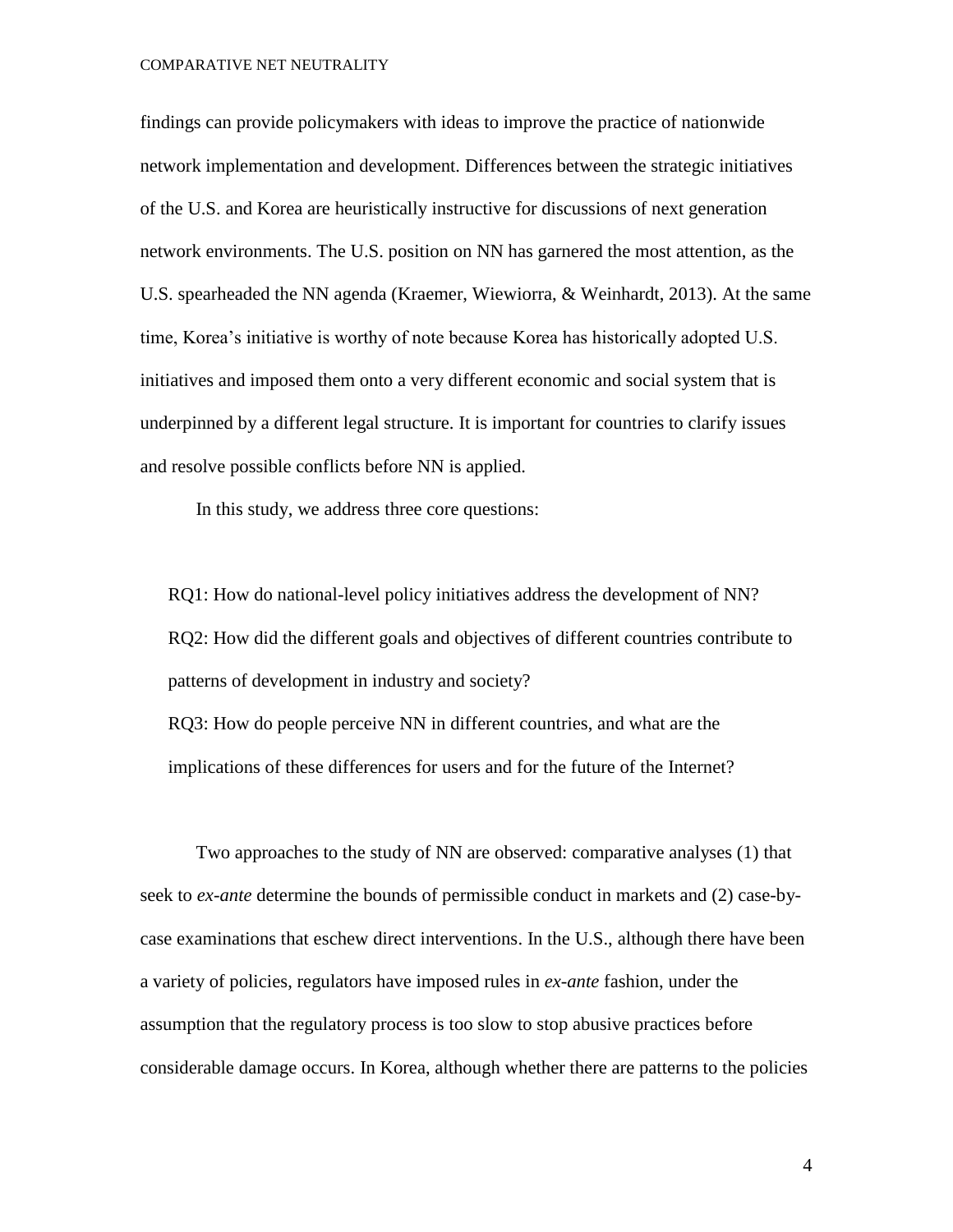findings can provide policymakers with ideas to improve the practice of nationwide network implementation and development. Differences between the strategic initiatives of the U.S. and Korea are heuristically instructive for discussions of next generation network environments. The U.S. position on NN has garnered the most attention, as the U.S. spearheaded the NN agenda (Kraemer, Wiewiorra, & Weinhardt, 2013). At the same time, Korea's initiative is worthy of note because Korea has historically adopted U.S. initiatives and imposed them onto a very different economic and social system that is underpinned by a different legal structure. It is important for countries to clarify issues and resolve possible conflicts before NN is applied.

In this study, we address three core questions:

RQ1: How do national-level policy initiatives address the development of NN?
RQ2: How did the different goals and objectives of different countries contribute to patterns of development in industry and society?
RQ3: How do people perceive NN in different countries, and what are the implications of these differences for users and for the future of the Internet?

Two approaches to the study of NN are observed: comparative analyses (1) that seek to *ex-ante* determine the bounds of permissible conduct in markets and (2) case-by-case examinations that eschew direct interventions. In the U.S., although there have been a variety of policies, regulators have imposed rules in *ex-ante* fashion, under the assumption that the regulatory process is too slow to stop abusive practices before considerable damage occurs. In Korea, although whether there are patterns to the policies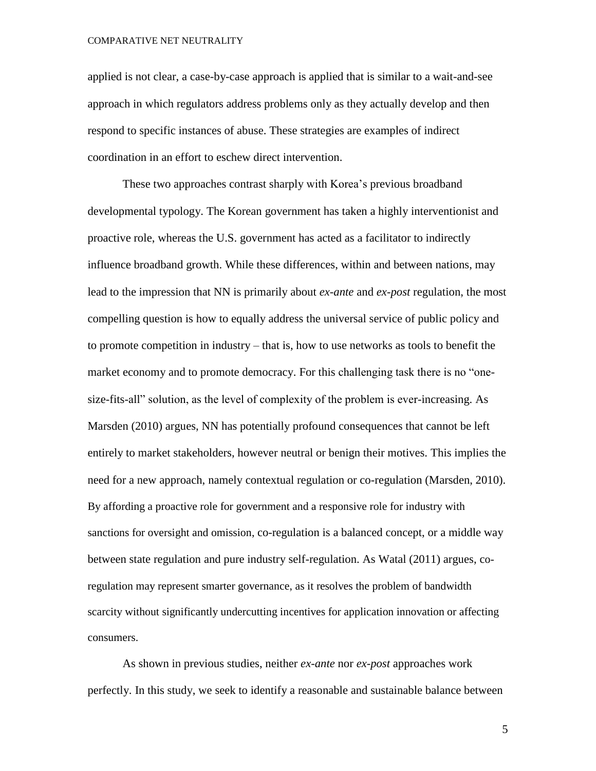applied is not clear, a case-by-case approach is applied that is similar to a wait-and-see approach in which regulators address problems only as they actually develop and then respond to specific instances of abuse. These strategies are examples of indirect coordination in an effort to eschew direct intervention.

These two approaches contrast sharply with Korea's previous broadband developmental typology. The Korean government has taken a highly interventionist and proactive role, whereas the U.S. government has acted as a facilitator to indirectly influence broadband growth. While these differences, within and between nations, may lead to the impression that NN is primarily about *ex-ante* and *ex-post* regulation, the most compelling question is how to equally address the universal service of public policy and to promote competition in industry – that is, how to use networks as tools to benefit the market economy and to promote democracy. For this challenging task there is no "one-size-fits-all" solution, as the level of complexity of the problem is ever-increasing. As Marsden (2010) argues, NN has potentially profound consequences that cannot be left entirely to market stakeholders, however neutral or benign their motives. This implies the need for a new approach, namely contextual regulation or co-regulation (Marsden, 2010). By affording a proactive role for government and a responsive role for industry with sanctions for oversight and omission, co-regulation is a balanced concept, or a middle way between state regulation and pure industry self-regulation. As Watal (2011) argues, co-regulation may represent smarter governance, as it resolves the problem of bandwidth scarcity without significantly undercutting incentives for application innovation or affecting consumers.

As shown in previous studies, neither *ex-ante* nor *ex-post* approaches work perfectly. In this study, we seek to identify a reasonable and sustainable balance between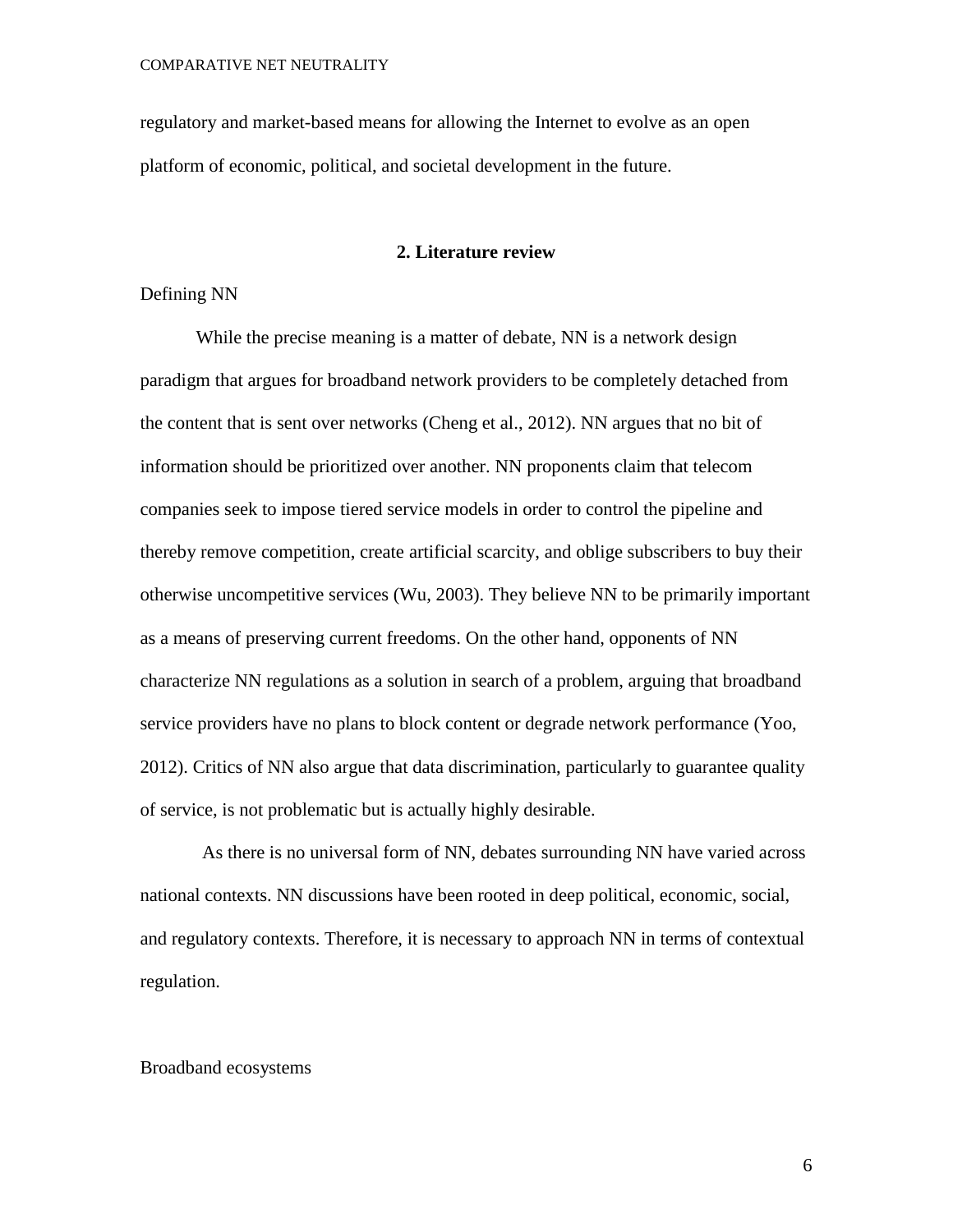regulatory and market-based means for allowing the Internet to evolve as an open platform of economic, political, and societal development in the future.

## 2. Literature review

### Defining NN

While the precise meaning is a matter of debate, NN is a network design paradigm that argues for broadband network providers to be completely detached from the content that is sent over networks (Cheng et al., 2012). NN argues that no bit of information should be prioritized over another. NN proponents claim that telecom companies seek to impose tiered service models in order to control the pipeline and thereby remove competition, create artificial scarcity, and oblige subscribers to buy their otherwise uncompetitive services (Wu, 2003). They believe NN to be primarily important as a means of preserving current freedoms. On the other hand, opponents of NN characterize NN regulations as a solution in search of a problem, arguing that broadband service providers have no plans to block content or degrade network performance (Yoo, 2012). Critics of NN also argue that data discrimination, particularly to guarantee quality of service, is not problematic but is actually highly desirable.

As there is no universal form of NN, debates surrounding NN have varied across national contexts. NN discussions have been rooted in deep political, economic, social, and regulatory contexts. Therefore, it is necessary to approach NN in terms of contextual regulation.

### Broadband ecosystems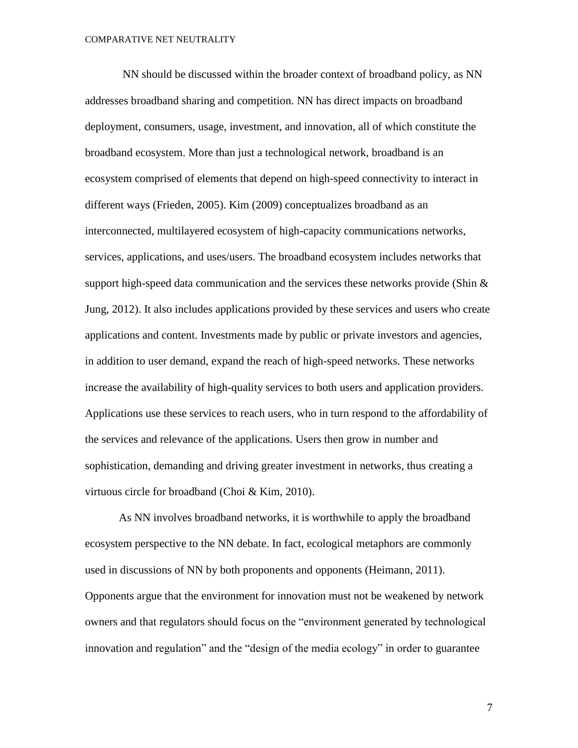NN should be discussed within the broader context of broadband policy, as NN addresses broadband sharing and competition. NN has direct impacts on broadband deployment, consumers, usage, investment, and innovation, all of which constitute the broadband ecosystem. More than just a technological network, broadband is an ecosystem comprised of elements that depend on high-speed connectivity to interact in different ways (Frieden, 2005). Kim (2009) conceptualizes broadband as an interconnected, multilayered ecosystem of high-capacity communications networks, services, applications, and uses/users. The broadband ecosystem includes networks that support high-speed data communication and the services these networks provide (Shin & Jung, 2012). It also includes applications provided by these services and users who create applications and content. Investments made by public or private investors and agencies, in addition to user demand, expand the reach of high-speed networks. These networks increase the availability of high-quality services to both users and application providers. Applications use these services to reach users, who in turn respond to the affordability of the services and relevance of the applications. Users then grow in number and sophistication, demanding and driving greater investment in networks, thus creating a virtuous circle for broadband (Choi & Kim, 2010).

As NN involves broadband networks, it is worthwhile to apply the broadband ecosystem perspective to the NN debate. In fact, ecological metaphors are commonly used in discussions of NN by both proponents and opponents (Heimann, 2011). Opponents argue that the environment for innovation must not be weakened by network owners and that regulators should focus on the "environment generated by technological innovation and regulation" and the "design of the media ecology" in order to guarantee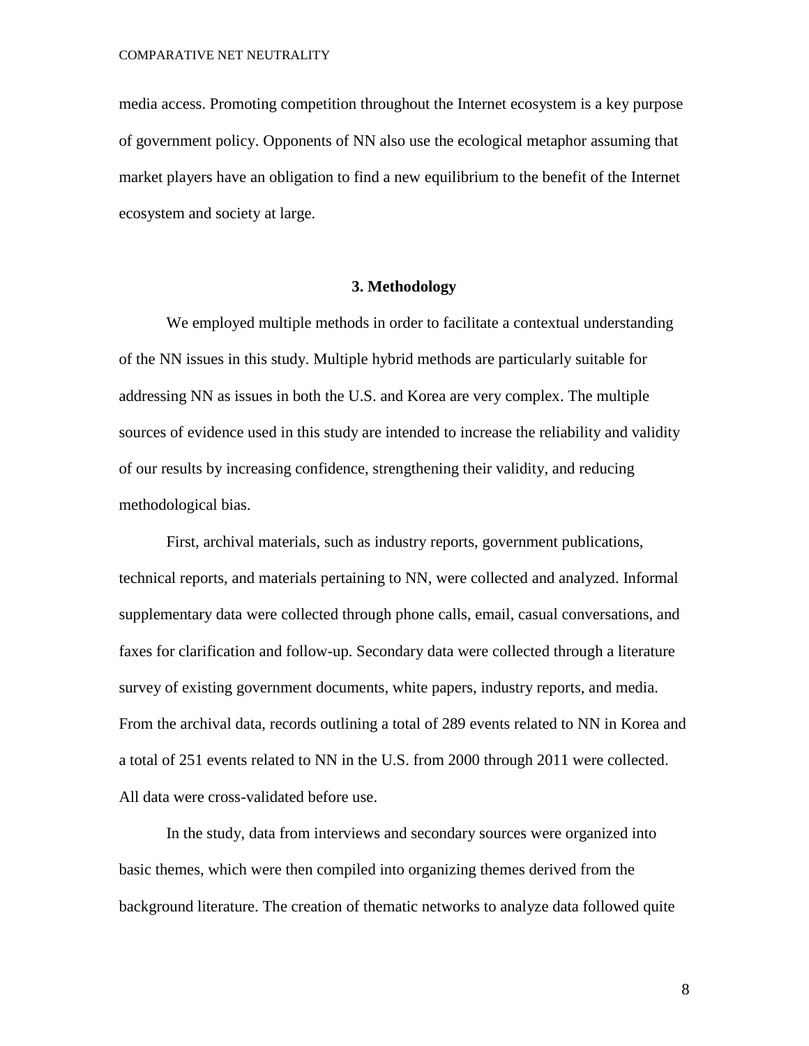media access. Promoting competition throughout the Internet ecosystem is a key purpose of government policy. Opponents of NN also use the ecological metaphor assuming that market players have an obligation to find a new equilibrium to the benefit of the Internet ecosystem and society at large.

## 3. Methodology

We employed multiple methods in order to facilitate a contextual understanding of the NN issues in this study. Multiple hybrid methods are particularly suitable for addressing NN as issues in both the U.S. and Korea are very complex. The multiple sources of evidence used in this study are intended to increase the reliability and validity of our results by increasing confidence, strengthening their validity, and reducing methodological bias.

First, archival materials, such as industry reports, government publications, technical reports, and materials pertaining to NN, were collected and analyzed. Informal supplementary data were collected through phone calls, email, casual conversations, and faxes for clarification and follow-up. Secondary data were collected through a literature survey of existing government documents, white papers, industry reports, and media. From the archival data, records outlining a total of 289 events related to NN in Korea and a total of 251 events related to NN in the U.S. from 2000 through 2011 were collected. All data were cross-validated before use.

In the study, data from interviews and secondary sources were organized into basic themes, which were then compiled into organizing themes derived from the background literature. The creation of thematic networks to analyze data followed quite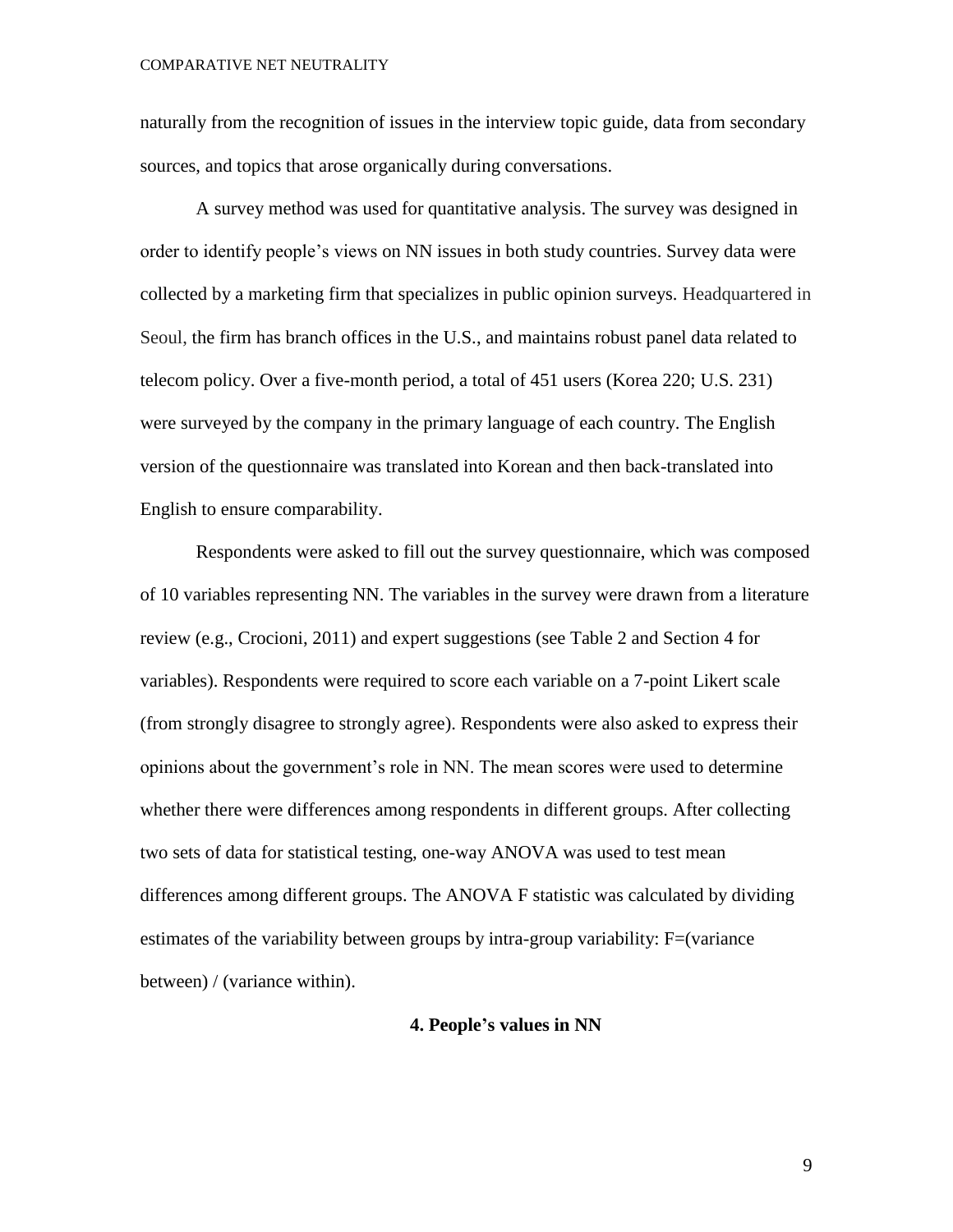naturally from the recognition of issues in the interview topic guide, data from secondary sources, and topics that arose organically during conversations.

A survey method was used for quantitative analysis. The survey was designed in order to identify people's views on NN issues in both study countries. Survey data were collected by a marketing firm that specializes in public opinion surveys. Headquartered in Seoul, the firm has branch offices in the U.S., and maintains robust panel data related to telecom policy. Over a five-month period, a total of 451 users (Korea 220; U.S. 231) were surveyed by the company in the primary language of each country. The English version of the questionnaire was translated into Korean and then back-translated into English to ensure comparability.

Respondents were asked to fill out the survey questionnaire, which was composed of 10 variables representing NN. The variables in the survey were drawn from a literature review (e.g., Crocioni, 2011) and expert suggestions (see Table 2 and Section 4 for variables). Respondents were required to score each variable on a 7-point Likert scale (from strongly disagree to strongly agree). Respondents were also asked to express their opinions about the government's role in NN. The mean scores were used to determine whether there were differences among respondents in different groups. After collecting two sets of data for statistical testing, one-way ANOVA was used to test mean differences among different groups. The ANOVA F statistic was calculated by dividing estimates of the variability between groups by intra-group variability: F=(variance between) / (variance within).

## 4. People's values in NN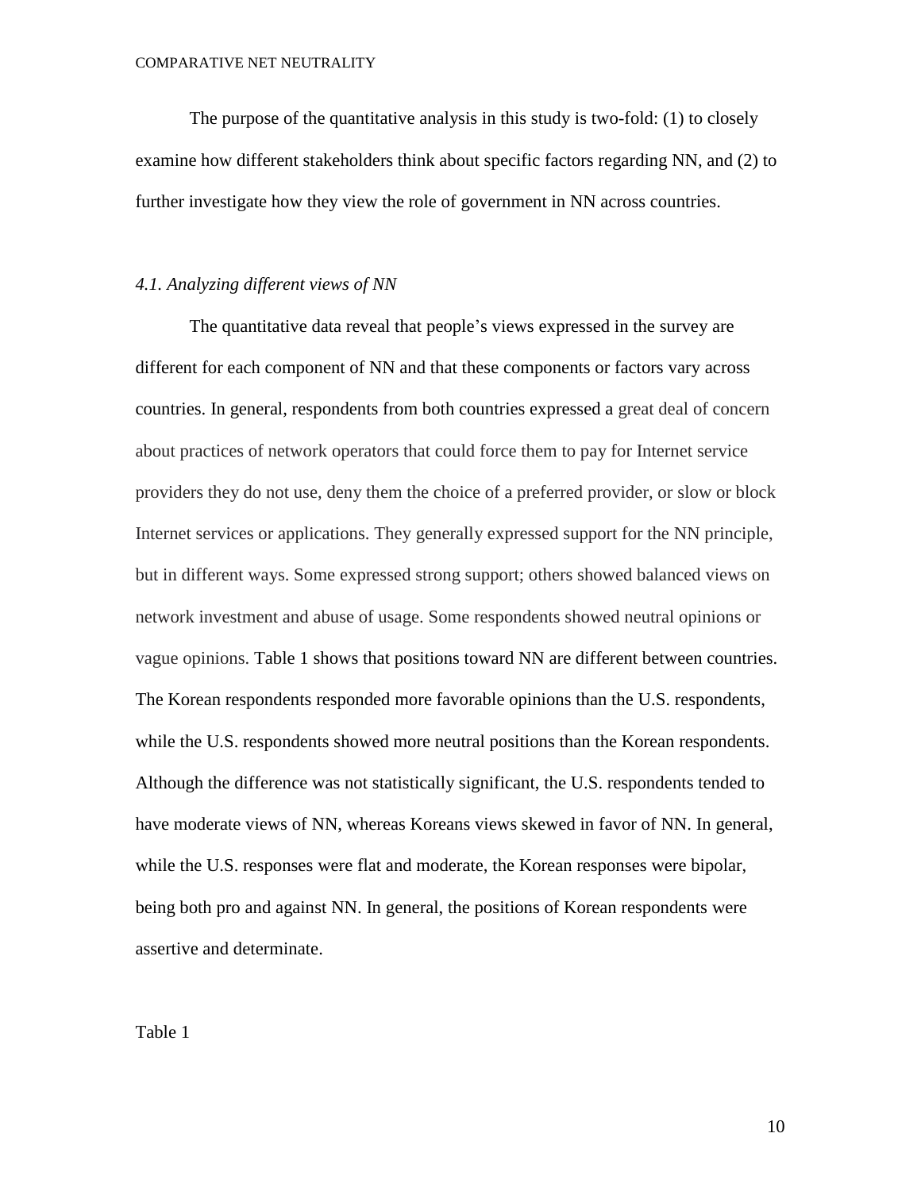The purpose of the quantitative analysis in this study is two-fold: (1) to closely examine how different stakeholders think about specific factors regarding NN, and (2) to further investigate how they view the role of government in NN across countries.

### *4.1. Analyzing different views of NN*

The quantitative data reveal that people's views expressed in the survey are different for each component of NN and that these components or factors vary across countries. In general, respondents from both countries expressed a great deal of concern about practices of network operators that could force them to pay for Internet service providers they do not use, deny them the choice of a preferred provider, or slow or block Internet services or applications. They generally expressed support for the NN principle, but in different ways. Some expressed strong support; others showed balanced views on network investment and abuse of usage. Some respondents showed neutral opinions or vague opinions. Table 1 shows that positions toward NN are different between countries. The Korean respondents responded more favorable opinions than the U.S. respondents, while the U.S. respondents showed more neutral positions than the Korean respondents. Although the difference was not statistically significant, the U.S. respondents tended to have moderate views of NN, whereas Koreans views skewed in favor of NN. In general, while the U.S. responses were flat and moderate, the Korean responses were bipolar, being both pro and against NN. In general, the positions of Korean respondents were assertive and determinate.

Table 1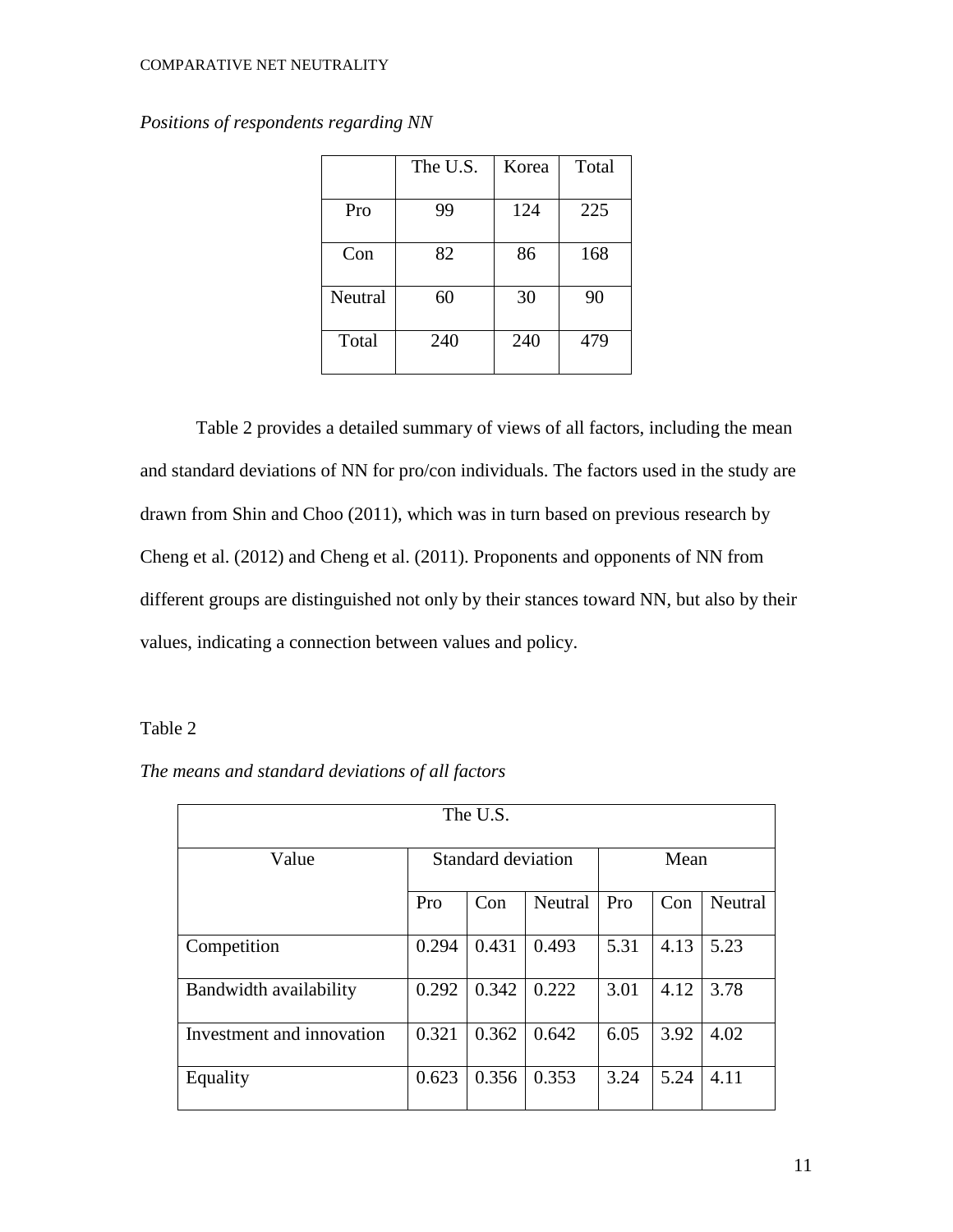*Positions of respondents regarding NN*

| | The U.S. | Korea | Total |
|---|---|---|---|
| Pro | 99 | 124 | 225 |
| Con | 82 | 86 | 168 |
| Neutral | 60 | 30 | 90 |
| Total | 240 | 240 | 479 |

Table 2 provides a detailed summary of views of all factors, including the mean and standard deviations of NN for pro/con individuals. The factors used in the study are drawn from Shin and Choo (2011), which was in turn based on previous research by Cheng et al. (2012) and Cheng et al. (2011). Proponents and opponents of NN from different groups are distinguished not only by their stances toward NN, but also by their values, indicating a connection between values and policy.

Table 2

*The means and standard deviations of all factors*

| The U.S. | | | | | | |
|---|---|---|---|---|---|---|
| Value | Standard deviation | | | Mean | | |
| | Pro | Con | Neutral | Pro | Con | Neutral |
| Competition | 0.294 | 0.431 | 0.493 | 5.31 | 4.13 | 5.23 |
| Bandwidth availability | 0.292 | 0.342 | 0.222 | 3.01 | 4.12 | 3.78 |
| Investment and innovation | 0.321 | 0.362 | 0.642 | 6.05 | 3.92 | 4.02 |
| Equality | 0.623 | 0.356 | 0.353 | 3.24 | 5.24 | 4.11 |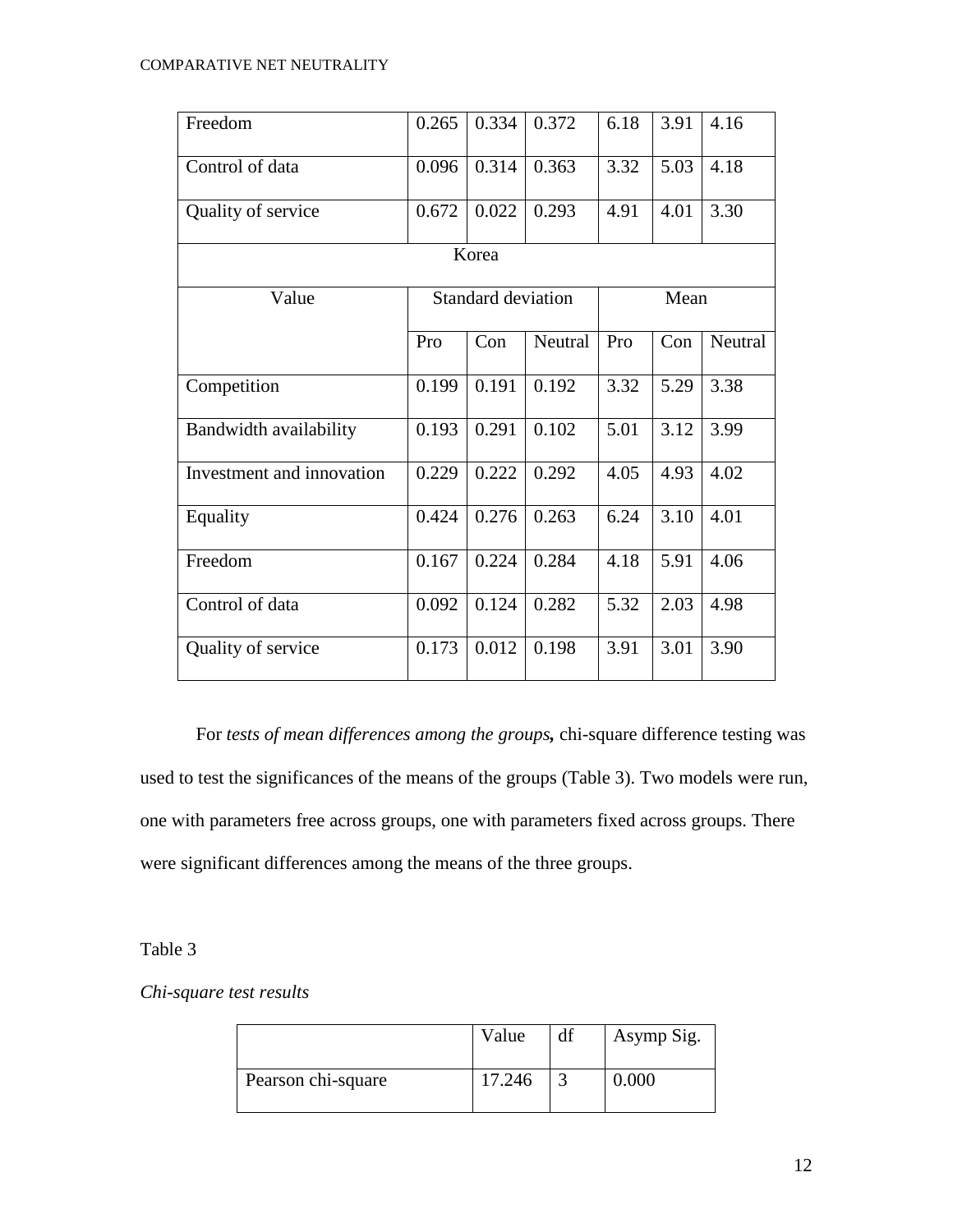| Freedom | 0.265 | 0.334 | 0.372 | 6.18 | 3.91 | 4.16 |
|---|---|---|---|---|---|---|
| Control of data | 0.096 | 0.314 | 0.363 | 3.32 | 5.03 | 4.18 |
| Quality of service | 0.672 | 0.022 | 0.293 | 4.91 | 4.01 | 3.30 |
| Korea | | | | | | |
| Value | Standard deviation | | | Mean | | |
| | Pro | Con | Neutral | Pro | Con | Neutral |
| Competition | 0.199 | 0.191 | 0.192 | 3.32 | 5.29 | 3.38 |
| Bandwidth availability | 0.193 | 0.291 | 0.102 | 5.01 | 3.12 | 3.99 |
| Investment and innovation | 0.229 | 0.222 | 0.292 | 4.05 | 4.93 | 4.02 |
| Equality | 0.424 | 0.276 | 0.263 | 6.24 | 3.10 | 4.01 |
| Freedom | 0.167 | 0.224 | 0.284 | 4.18 | 5.91 | 4.06 |
| Control of data | 0.092 | 0.124 | 0.282 | 5.32 | 2.03 | 4.98 |
| Quality of service | 0.173 | 0.012 | 0.198 | 3.91 | 3.01 | 3.90 |

For *tests of mean differences among the groups,* chi-square difference testing was used to test the significances of the means of the groups (Table 3). Two models were run, one with parameters free across groups, one with parameters fixed across groups. There were significant differences among the means of the three groups.

Table 3

*Chi-square test results*

| | Value | df | Asymp Sig. |
|---|---|---|---|
| Pearson chi-square | 17.246 | 3 | 0.000 |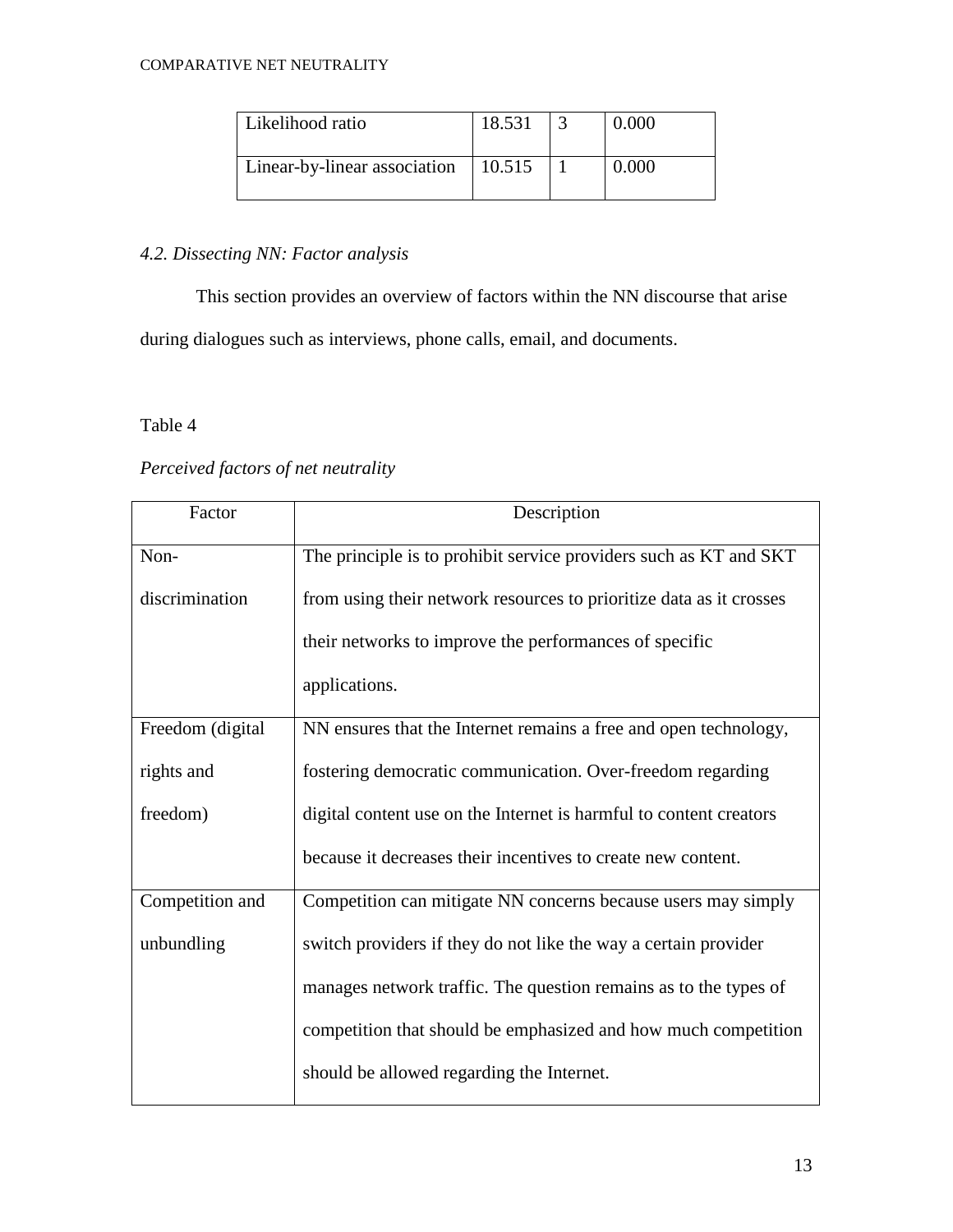| Likelihood ratio | 18.531 | 3 | 0.000 |
|---|---|---|---|
| Linear-by-linear association | 10.515 | 1 | 0.000 |

### *4.2. Dissecting NN: Factor analysis*

This section provides an overview of factors within the NN discourse that arise during dialogues such as interviews, phone calls, email, and documents.

Table 4

*Perceived factors of net neutrality*

| Factor | Description |
|---|---|
| Non-discrimination | The principle is to prohibit service providers such as KT and SKT from using their network resources to prioritize data as it crosses their networks to improve the performances of specific applications. |
| Freedom (digital rights and freedom) | NN ensures that the Internet remains a free and open technology, fostering democratic communication. Over-freedom regarding digital content use on the Internet is harmful to content creators because it decreases their incentives to create new content. |
| Competition and unbundling | Competition can mitigate NN concerns because users may simply switch providers if they do not like the way a certain provider manages network traffic. The question remains as to the types of competition that should be emphasized and how much competition should be allowed regarding the Internet. |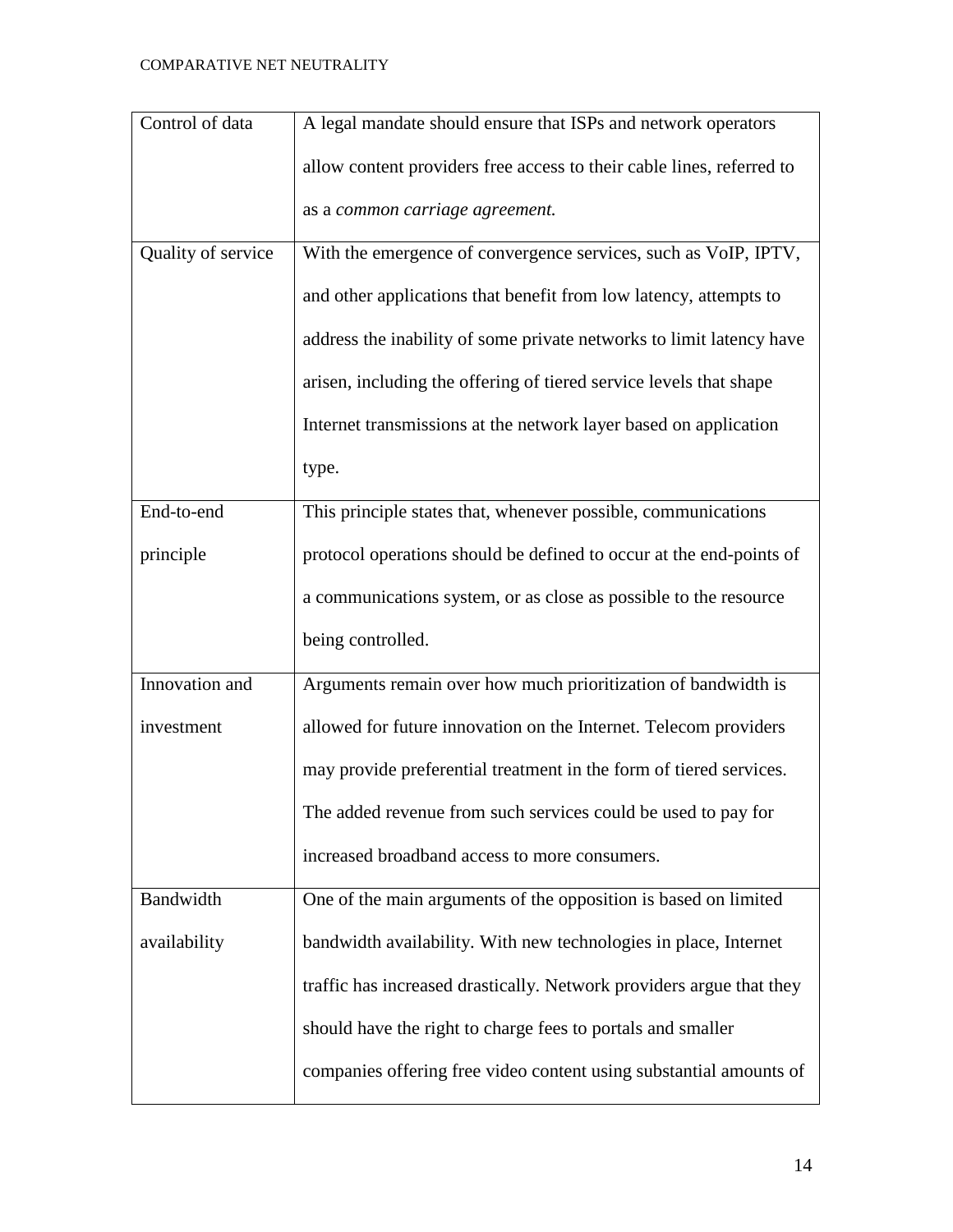| | |
|---|---|
| Control of data | A legal mandate should ensure that ISPs and network operators allow content providers free access to their cable lines, referred to as a *common carriage agreement.* |
| Quality of service | With the emergence of convergence services, such as VoIP, IPTV, and other applications that benefit from low latency, attempts to address the inability of some private networks to limit latency have arisen, including the offering of tiered service levels that shape Internet transmissions at the network layer based on application type. |
| End-to-end principle | This principle states that, whenever possible, communications protocol operations should be defined to occur at the end-points of a communications system, or as close as possible to the resource being controlled. |
| Innovation and investment | Arguments remain over how much prioritization of bandwidth is allowed for future innovation on the Internet. Telecom providers may provide preferential treatment in the form of tiered services. The added revenue from such services could be used to pay for increased broadband access to more consumers. |
| Bandwidth availability | One of the main arguments of the opposition is based on limited bandwidth availability. With new technologies in place, Internet traffic has increased drastically. Network providers argue that they should have the right to charge fees to portals and smaller companies offering free video content using substantial amounts of |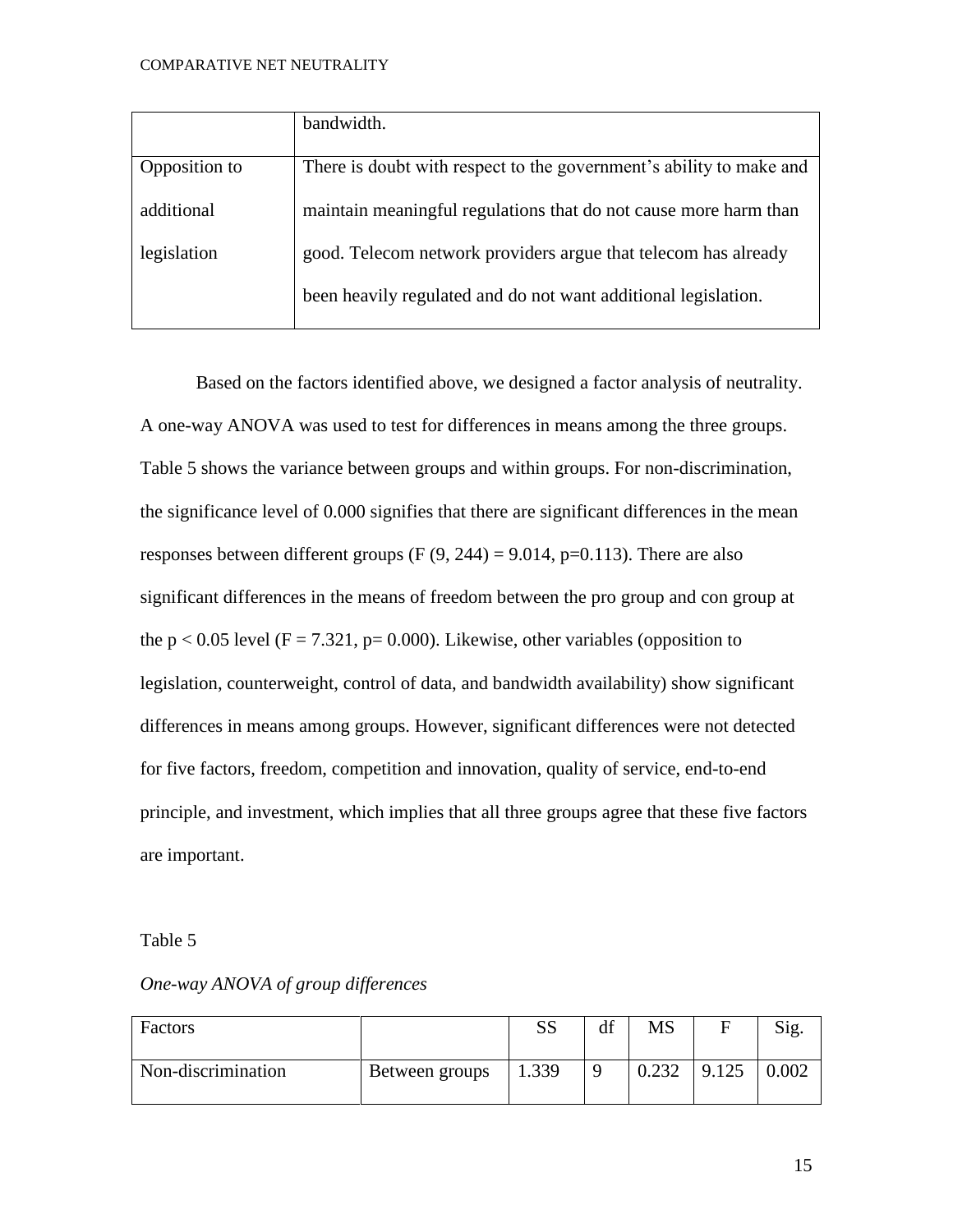|  | bandwidth. |
| --- | --- |
| Opposition to additional legislation | There is doubt with respect to the government's ability to make and maintain meaningful regulations that do not cause more harm than good. Telecom network providers argue that telecom has already been heavily regulated and do not want additional legislation. |

Based on the factors identified above, we designed a factor analysis of neutrality. A one-way ANOVA was used to test for differences in means among the three groups. Table 5 shows the variance between groups and within groups. For non-discrimination, the significance level of 0.000 signifies that there are significant differences in the mean responses between different groups ($F(9, 244) = 9.014$, $p=0.113$). There are also significant differences in the means of freedom between the pro group and con group at the $p < 0.05$ level ($F = 7.321$, $p= 0.000$). Likewise, other variables (opposition to legislation, counterweight, control of data, and bandwidth availability) show significant differences in means among groups. However, significant differences were not detected for five factors, freedom, competition and innovation, quality of service, end-to-end principle, and investment, which implies that all three groups agree that these five factors are important.

Table 5

*One-way ANOVA of group differences*

| Factors |  | SS | df | MS | F | Sig. |
| --- | --- | --- | --- | --- | --- | --- |
| Non-discrimination | Between groups | 1.339 | 9 | 0.232 | 9.125 | 0.002 |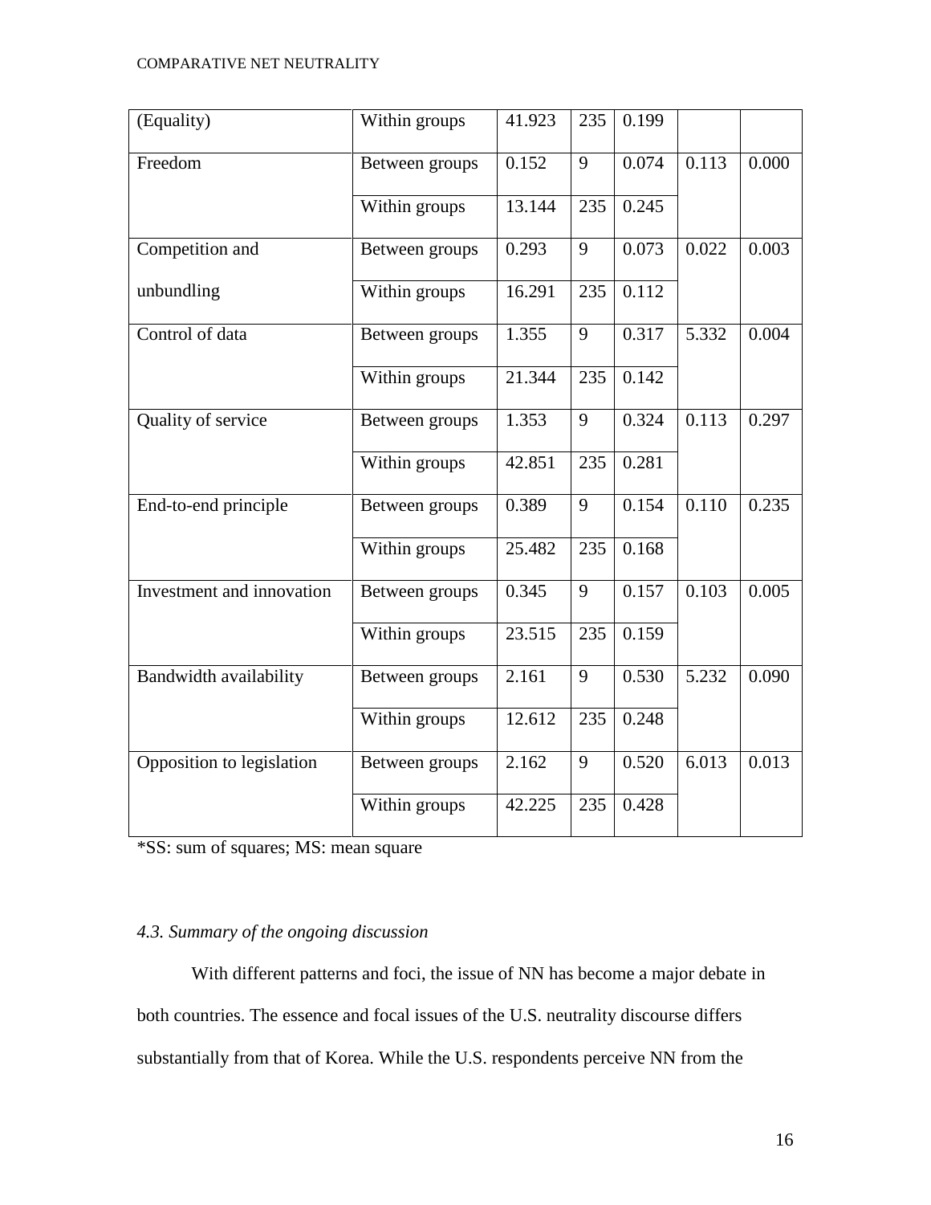| (Equality) | Within groups | 41.923 | 235 | 0.199 | | |
|---|---|---|---|---|---|---|
| Freedom | Between groups | 0.152 | 9 | 0.074 | 0.113 | 0.000 |
| | Within groups | 13.144 | 235 | 0.245 | | |
| Competition and unbundling | Between groups | 0.293 | 9 | 0.073 | 0.022 | 0.003 |
| | Within groups | 16.291 | 235 | 0.112 | | |
| Control of data | Between groups | 1.355 | 9 | 0.317 | 5.332 | 0.004 |
| | Within groups | 21.344 | 235 | 0.142 | | |
| Quality of service | Between groups | 1.353 | 9 | 0.324 | 0.113 | 0.297 |
| | Within groups | 42.851 | 235 | 0.281 | | |
| End-to-end principle | Between groups | 0.389 | 9 | 0.154 | 0.110 | 0.235 |
| | Within groups | 25.482 | 235 | 0.168 | | |
| Investment and innovation | Between groups | 0.345 | 9 | 0.157 | 0.103 | 0.005 |
| | Within groups | 23.515 | 235 | 0.159 | | |
| Bandwidth availability | Between groups | 2.161 | 9 | 0.530 | 5.232 | 0.090 |
| | Within groups | 12.612 | 235 | 0.248 | | |
| Opposition to legislation | Between groups | 2.162 | 9 | 0.520 | 6.013 | 0.013 |
| | Within groups | 42.225 | 235 | 0.428 | | |

*SS: sum of squares; MS: mean square

### *4.3. Summary of the ongoing discussion*

With different patterns and foci, the issue of NN has become a major debate in both countries. The essence and focal issues of the U.S. neutrality discourse differs substantially from that of Korea. While the U.S. respondents perceive NN from the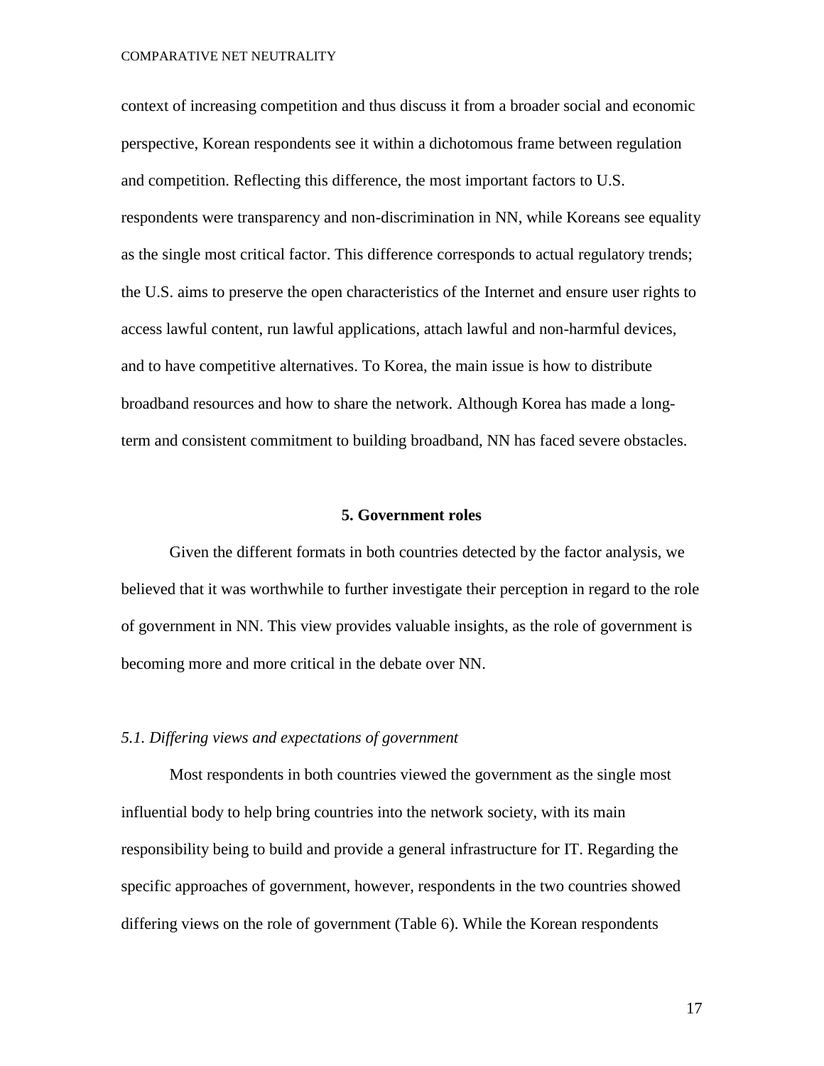context of increasing competition and thus discuss it from a broader social and economic perspective, Korean respondents see it within a dichotomous frame between regulation and competition. Reflecting this difference, the most important factors to U.S. respondents were transparency and non-discrimination in NN, while Koreans see equality as the single most critical factor. This difference corresponds to actual regulatory trends; the U.S. aims to preserve the open characteristics of the Internet and ensure user rights to access lawful content, run lawful applications, attach lawful and non-harmful devices, and to have competitive alternatives. To Korea, the main issue is how to distribute broadband resources and how to share the network. Although Korea has made a long-term and consistent commitment to building broadband, NN has faced severe obstacles.

## 5. Government roles

Given the different formats in both countries detected by the factor analysis, we believed that it was worthwhile to further investigate their perception in regard to the role of government in NN. This view provides valuable insights, as the role of government is becoming more and more critical in the debate over NN.

### *5.1. Differing views and expectations of government*

Most respondents in both countries viewed the government as the single most influential body to help bring countries into the network society, with its main responsibility being to build and provide a general infrastructure for IT. Regarding the specific approaches of government, however, respondents in the two countries showed differing views on the role of government (Table 6). While the Korean respondents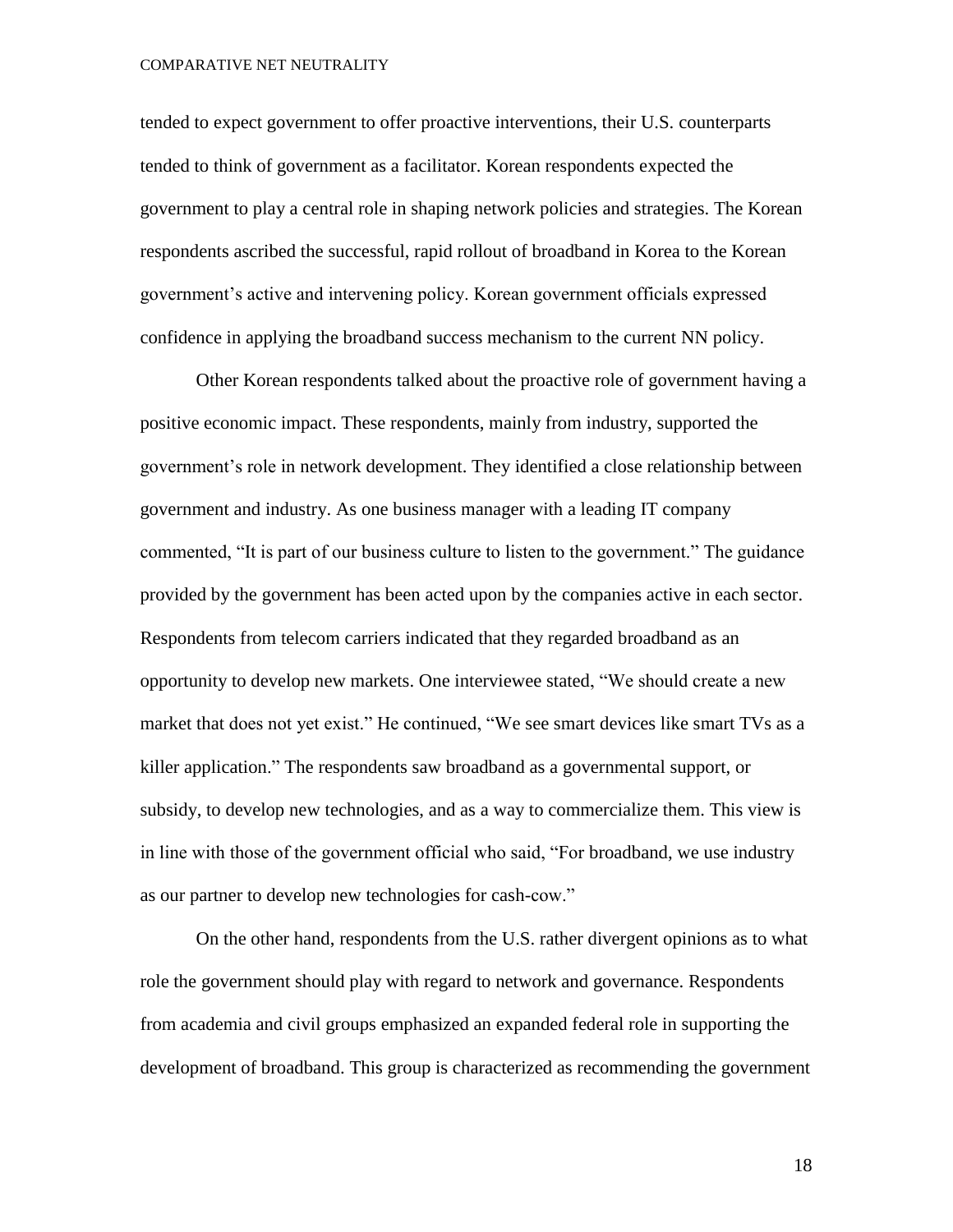tended to expect government to offer proactive interventions, their U.S. counterparts tended to think of government as a facilitator. Korean respondents expected the government to play a central role in shaping network policies and strategies. The Korean respondents ascribed the successful, rapid rollout of broadband in Korea to the Korean government's active and intervening policy. Korean government officials expressed confidence in applying the broadband success mechanism to the current NN policy.

Other Korean respondents talked about the proactive role of government having a positive economic impact. These respondents, mainly from industry, supported the government's role in network development. They identified a close relationship between government and industry. As one business manager with a leading IT company commented, "It is part of our business culture to listen to the government." The guidance provided by the government has been acted upon by the companies active in each sector. Respondents from telecom carriers indicated that they regarded broadband as an opportunity to develop new markets. One interviewee stated, "We should create a new market that does not yet exist." He continued, "We see smart devices like smart TVs as a killer application." The respondents saw broadband as a governmental support, or subsidy, to develop new technologies, and as a way to commercialize them. This view is in line with those of the government official who said, "For broadband, we use industry as our partner to develop new technologies for cash-cow."

On the other hand, respondents from the U.S. rather divergent opinions as to what role the government should play with regard to network and governance. Respondents from academia and civil groups emphasized an expanded federal role in supporting the development of broadband. This group is characterized as recommending the government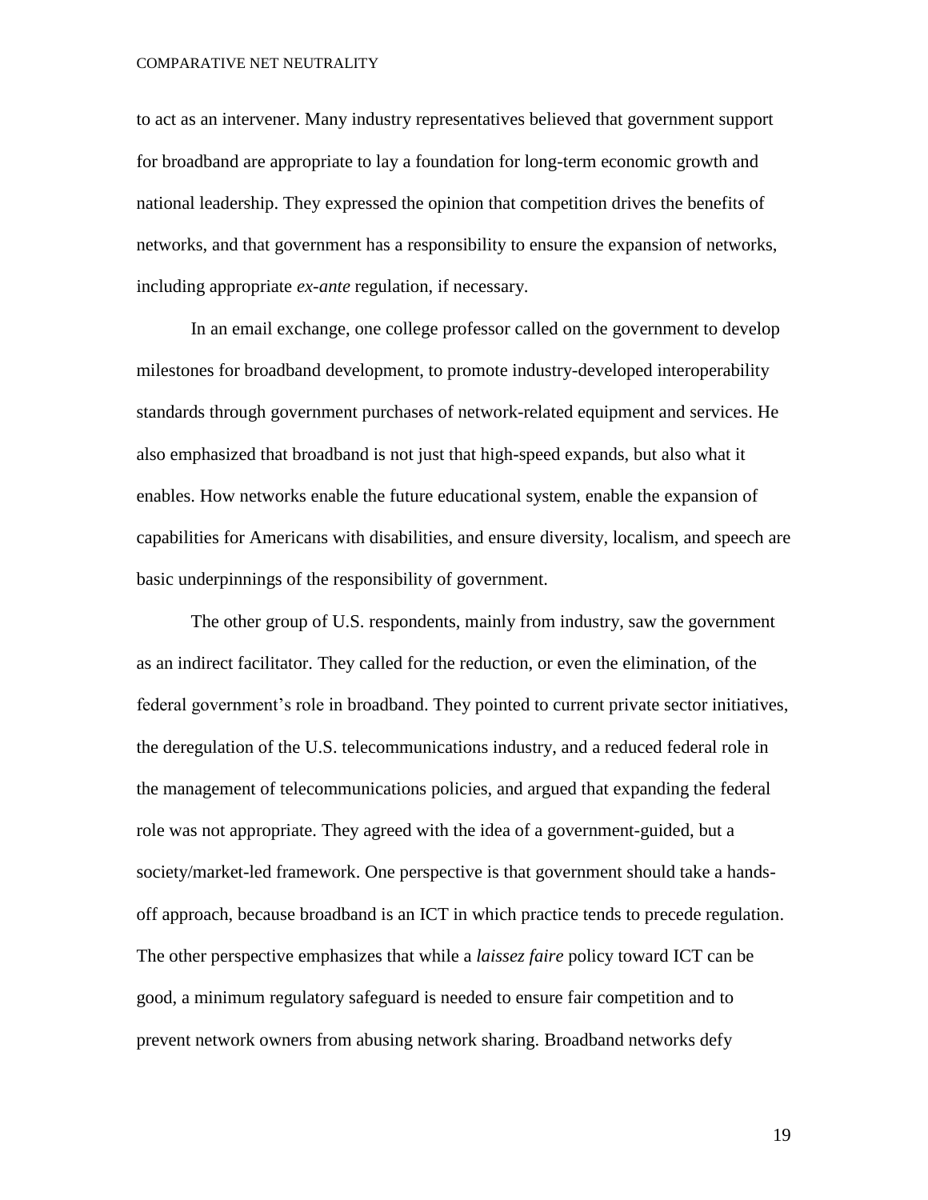to act as an intervener. Many industry representatives believed that government support for broadband are appropriate to lay a foundation for long-term economic growth and national leadership. They expressed the opinion that competition drives the benefits of networks, and that government has a responsibility to ensure the expansion of networks, including appropriate *ex-ante* regulation, if necessary.

In an email exchange, one college professor called on the government to develop milestones for broadband development, to promote industry-developed interoperability standards through government purchases of network-related equipment and services. He also emphasized that broadband is not just that high-speed expands, but also what it enables. How networks enable the future educational system, enable the expansion of capabilities for Americans with disabilities, and ensure diversity, localism, and speech are basic underpinnings of the responsibility of government.

The other group of U.S. respondents, mainly from industry, saw the government as an indirect facilitator. They called for the reduction, or even the elimination, of the federal government's role in broadband. They pointed to current private sector initiatives, the deregulation of the U.S. telecommunications industry, and a reduced federal role in the management of telecommunications policies, and argued that expanding the federal role was not appropriate. They agreed with the idea of a government-guided, but a society/market-led framework. One perspective is that government should take a hands-off approach, because broadband is an ICT in which practice tends to precede regulation. The other perspective emphasizes that while a *laissez faire* policy toward ICT can be good, a minimum regulatory safeguard is needed to ensure fair competition and to prevent network owners from abusing network sharing. Broadband networks defy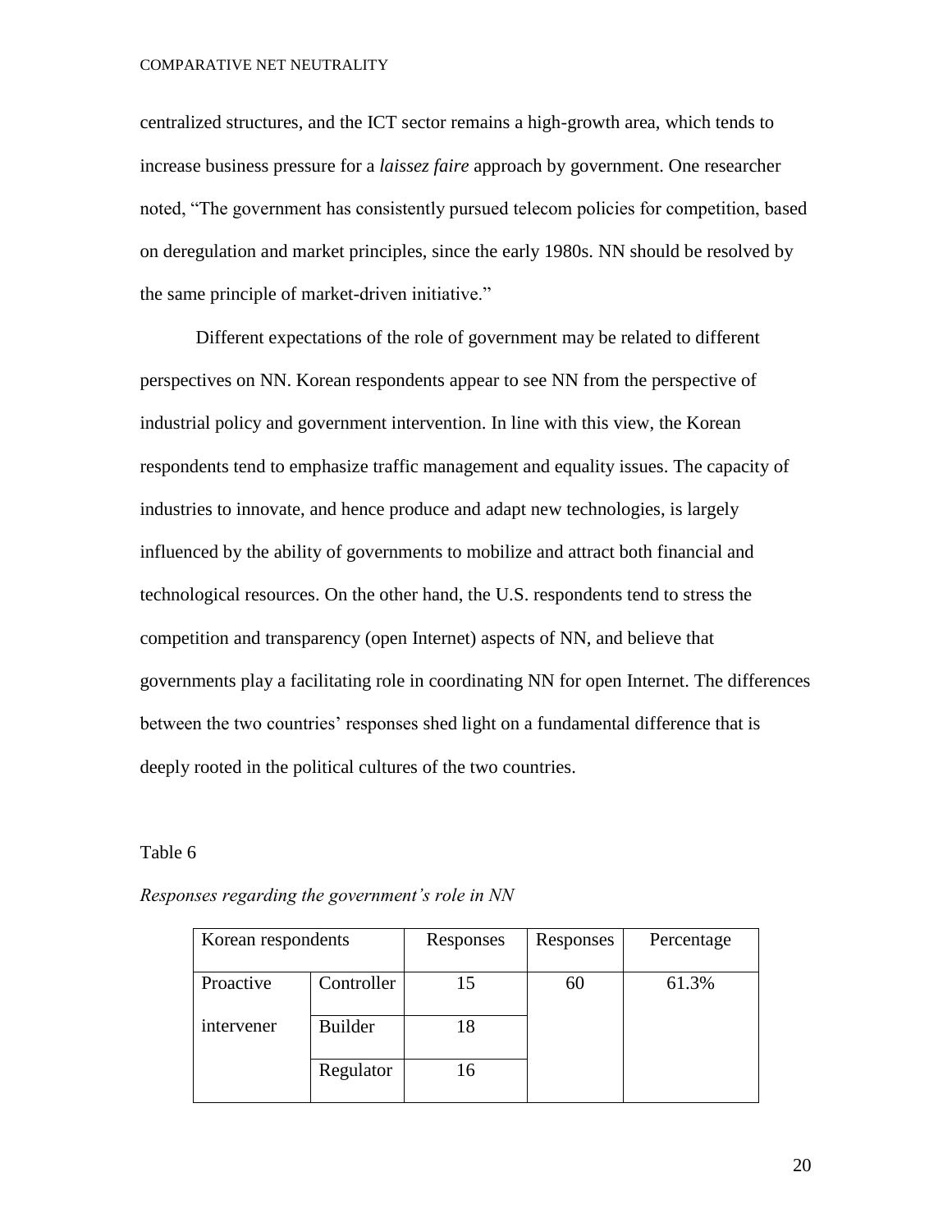centralized structures, and the ICT sector remains a high-growth area, which tends to increase business pressure for a *laissez faire* approach by government. One researcher noted, "The government has consistently pursued telecom policies for competition, based on deregulation and market principles, since the early 1980s. NN should be resolved by the same principle of market-driven initiative."

Different expectations of the role of government may be related to different perspectives on NN. Korean respondents appear to see NN from the perspective of industrial policy and government intervention. In line with this view, the Korean respondents tend to emphasize traffic management and equality issues. The capacity of industries to innovate, and hence produce and adapt new technologies, is largely influenced by the ability of governments to mobilize and attract both financial and technological resources. On the other hand, the U.S. respondents tend to stress the competition and transparency (open Internet) aspects of NN, and believe that governments play a facilitating role in coordinating NN for open Internet. The differences between the two countries' responses shed light on a fundamental difference that is deeply rooted in the political cultures of the two countries.

Table 6

*Responses regarding the government's role in NN*

| Korean respondents | | Responses | Responses | Percentage |
|---|---|---|---|---|
| Proactive intervener | Controller | 15 | 60 | 61.3% |
| | Builder | 18 | | |
| | Regulator | 16 | | |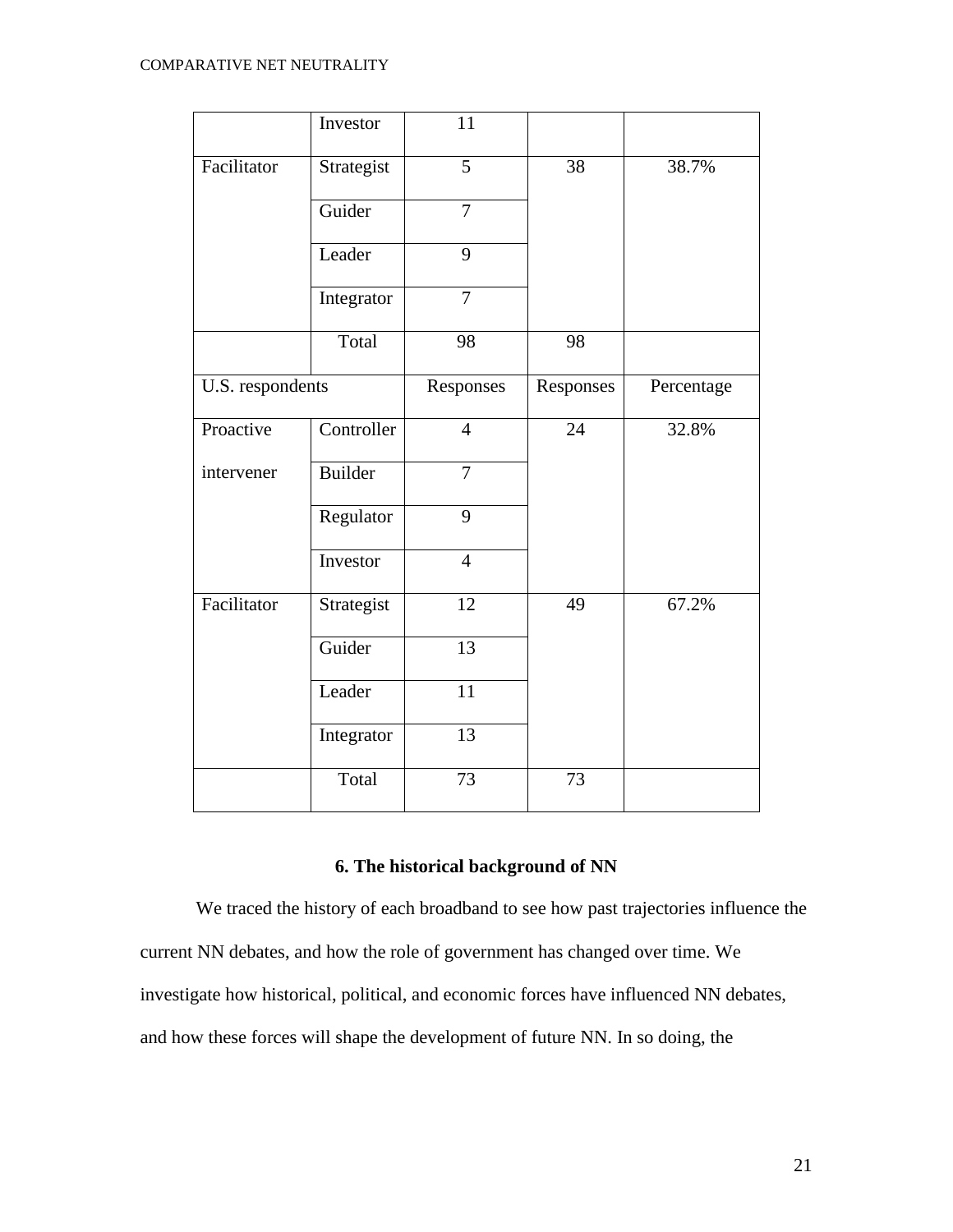| | Investor | 11 | | |
|---|---|---|---|---|
| Facilitator | Strategist | 5 | 38 | 38.7% |
| | Guider | 7 | | |
| | Leader | 9 | | |
| | Integrator | 7 | | |
| | Total | 98 | 98 | |
| U.S. respondents | | Responses | Responses | Percentage |
| Proactive intervener | Controller | 4 | 24 | 32.8% |
| | Builder | 7 | | |
| | Regulator | 9 | | |
| | Investor | 4 | | |
| Facilitator | Strategist | 12 | 49 | 67.2% |
| | Guider | 13 | | |
| | Leader | 11 | | |
| | Integrator | 13 | | |
| | Total | 73 | 73 | |

## 6. The historical background of NN

We traced the history of each broadband to see how past trajectories influence the current NN debates, and how the role of government has changed over time. We investigate how historical, political, and economic forces have influenced NN debates, and how these forces will shape the development of future NN. In so doing, the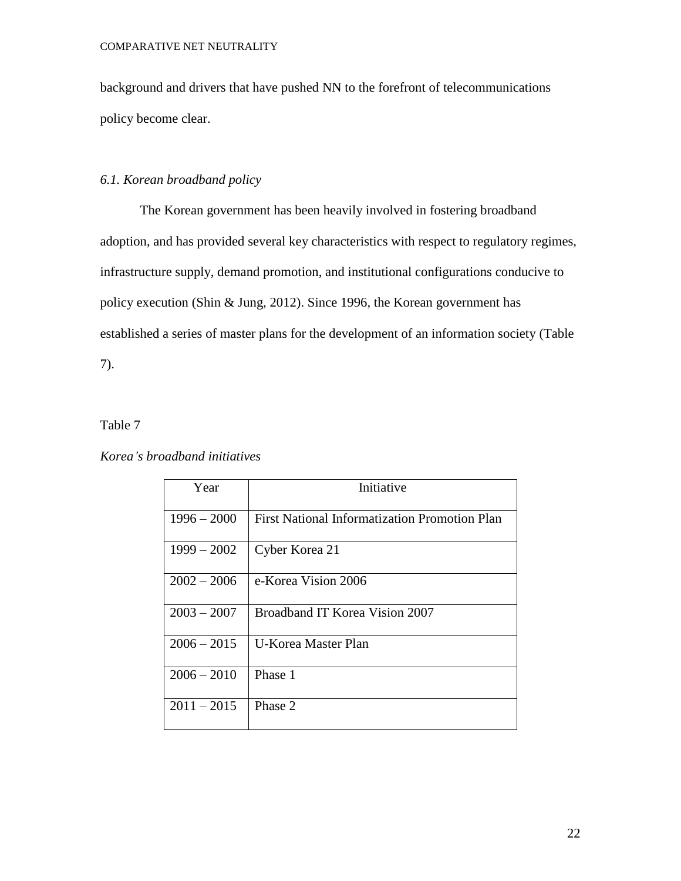background and drivers that have pushed NN to the forefront of telecommunications policy become clear.

### *6.1. Korean broadband policy*

The Korean government has been heavily involved in fostering broadband adoption, and has provided several key characteristics with respect to regulatory regimes, infrastructure supply, demand promotion, and institutional configurations conducive to policy execution (Shin & Jung, 2012). Since 1996, the Korean government has established a series of master plans for the development of an information society (Table 7).

Table 7

*Korea's broadband initiatives*

| Year | Initiative |
|---|---|
| 1996 – 2000 | First National Informatization Promotion Plan |
| 1999 – 2002 | Cyber Korea 21 |
| 2002 – 2006 | e-Korea Vision 2006 |
| 2003 – 2007 | Broadband IT Korea Vision 2007 |
| 2006 – 2015 | U-Korea Master Plan |
| 2006 – 2010 | Phase 1 |
| 2011 – 2015 | Phase 2 |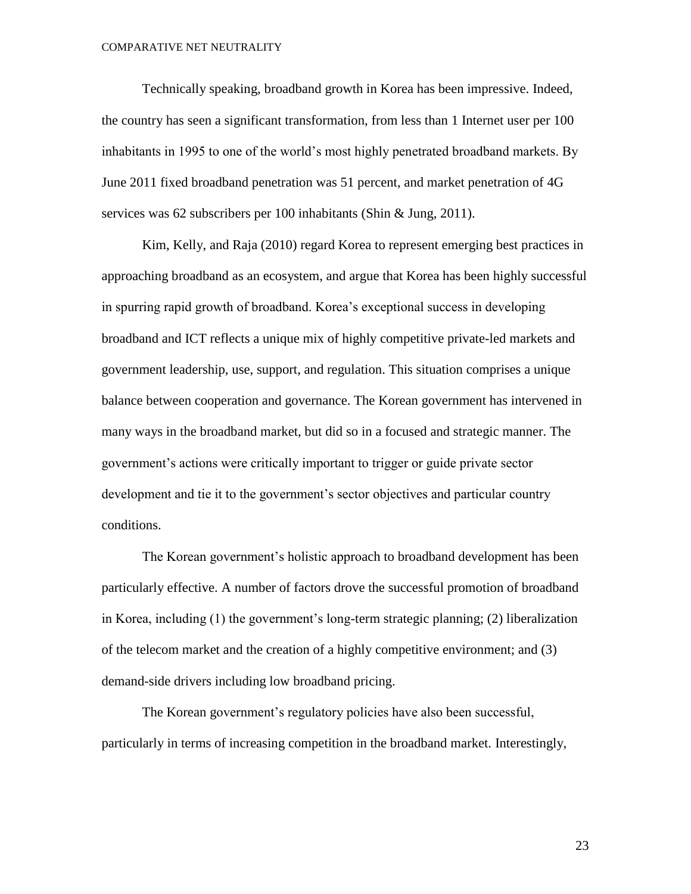Technically speaking, broadband growth in Korea has been impressive. Indeed, the country has seen a significant transformation, from less than 1 Internet user per 100 inhabitants in 1995 to one of the world's most highly penetrated broadband markets. By June 2011 fixed broadband penetration was 51 percent, and market penetration of 4G services was 62 subscribers per 100 inhabitants (Shin & Jung, 2011).

Kim, Kelly, and Raja (2010) regard Korea to represent emerging best practices in approaching broadband as an ecosystem, and argue that Korea has been highly successful in spurring rapid growth of broadband. Korea's exceptional success in developing broadband and ICT reflects a unique mix of highly competitive private-led markets and government leadership, use, support, and regulation. This situation comprises a unique balance between cooperation and governance. The Korean government has intervened in many ways in the broadband market, but did so in a focused and strategic manner. The government's actions were critically important to trigger or guide private sector development and tie it to the government's sector objectives and particular country conditions.

The Korean government's holistic approach to broadband development has been particularly effective. A number of factors drove the successful promotion of broadband in Korea, including (1) the government's long-term strategic planning; (2) liberalization of the telecom market and the creation of a highly competitive environment; and (3) demand-side drivers including low broadband pricing.

The Korean government's regulatory policies have also been successful, particularly in terms of increasing competition in the broadband market. Interestingly,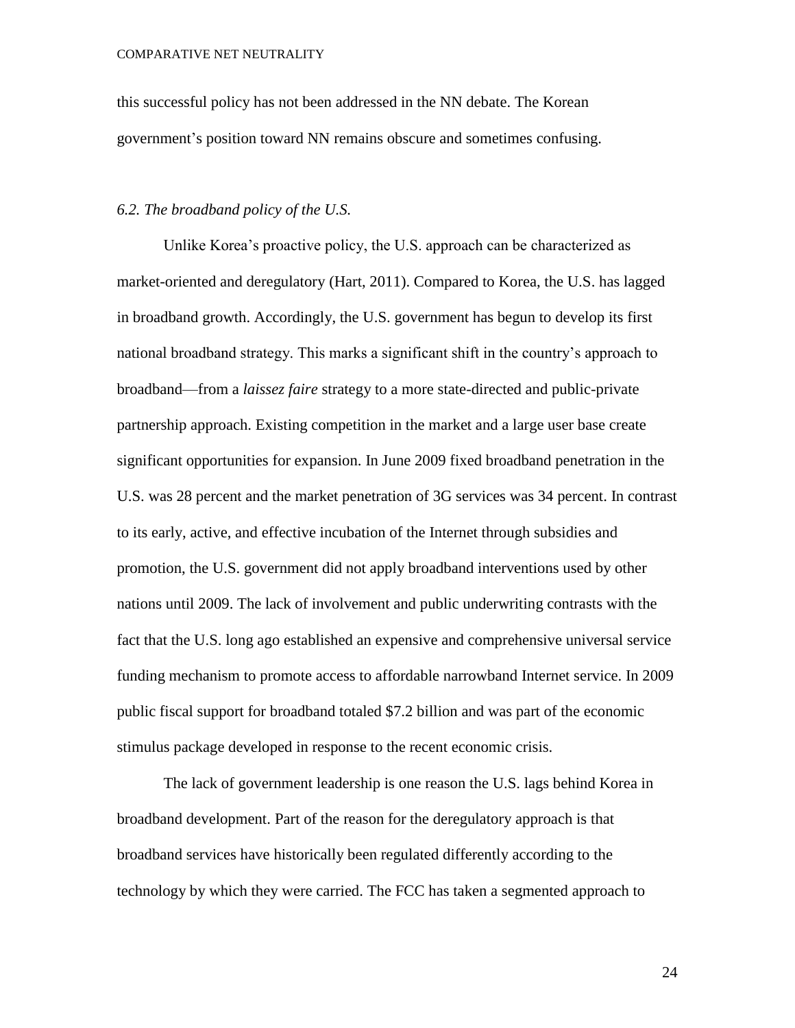this successful policy has not been addressed in the NN debate. The Korean government's position toward NN remains obscure and sometimes confusing.

### *6.2. The broadband policy of the U.S.*

Unlike Korea's proactive policy, the U.S. approach can be characterized as market-oriented and deregulatory (Hart, 2011). Compared to Korea, the U.S. has lagged in broadband growth. Accordingly, the U.S. government has begun to develop its first national broadband strategy. This marks a significant shift in the country's approach to broadband—from a *laissez faire* strategy to a more state-directed and public-private partnership approach. Existing competition in the market and a large user base create significant opportunities for expansion. In June 2009 fixed broadband penetration in the U.S. was 28 percent and the market penetration of 3G services was 34 percent. In contrast to its early, active, and effective incubation of the Internet through subsidies and promotion, the U.S. government did not apply broadband interventions used by other nations until 2009. The lack of involvement and public underwriting contrasts with the fact that the U.S. long ago established an expensive and comprehensive universal service funding mechanism to promote access to affordable narrowband Internet service. In 2009 public fiscal support for broadband totaled $7.2 billion and was part of the economic stimulus package developed in response to the recent economic crisis.

The lack of government leadership is one reason the U.S. lags behind Korea in broadband development. Part of the reason for the deregulatory approach is that broadband services have historically been regulated differently according to the technology by which they were carried. The FCC has taken a segmented approach to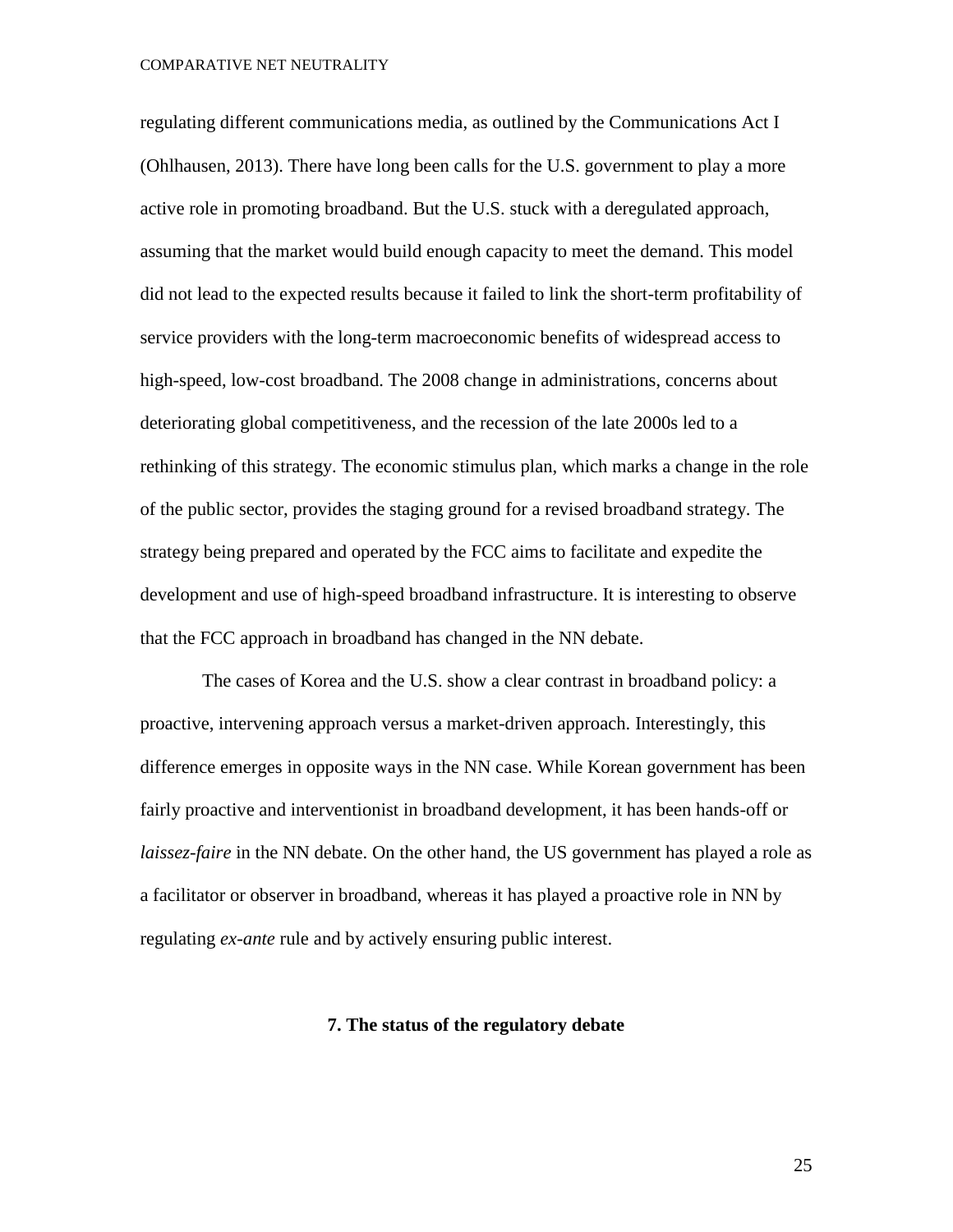regulating different communications media, as outlined by the Communications Act I (Ohlhausen, 2013). There have long been calls for the U.S. government to play a more active role in promoting broadband. But the U.S. stuck with a deregulated approach, assuming that the market would build enough capacity to meet the demand. This model did not lead to the expected results because it failed to link the short-term profitability of service providers with the long-term macroeconomic benefits of widespread access to high-speed, low-cost broadband. The 2008 change in administrations, concerns about deteriorating global competitiveness, and the recession of the late 2000s led to a rethinking of this strategy. The economic stimulus plan, which marks a change in the role of the public sector, provides the staging ground for a revised broadband strategy. The strategy being prepared and operated by the FCC aims to facilitate and expedite the development and use of high-speed broadband infrastructure. It is interesting to observe that the FCC approach in broadband has changed in the NN debate.

The cases of Korea and the U.S. show a clear contrast in broadband policy: a proactive, intervening approach versus a market-driven approach. Interestingly, this difference emerges in opposite ways in the NN case. While Korean government has been fairly proactive and interventionist in broadband development, it has been hands-off or *laissez-faire* in the NN debate. On the other hand, the US government has played a role as a facilitator or observer in broadband, whereas it has played a proactive role in NN by regulating *ex-ante* rule and by actively ensuring public interest.

## 7. The status of the regulatory debate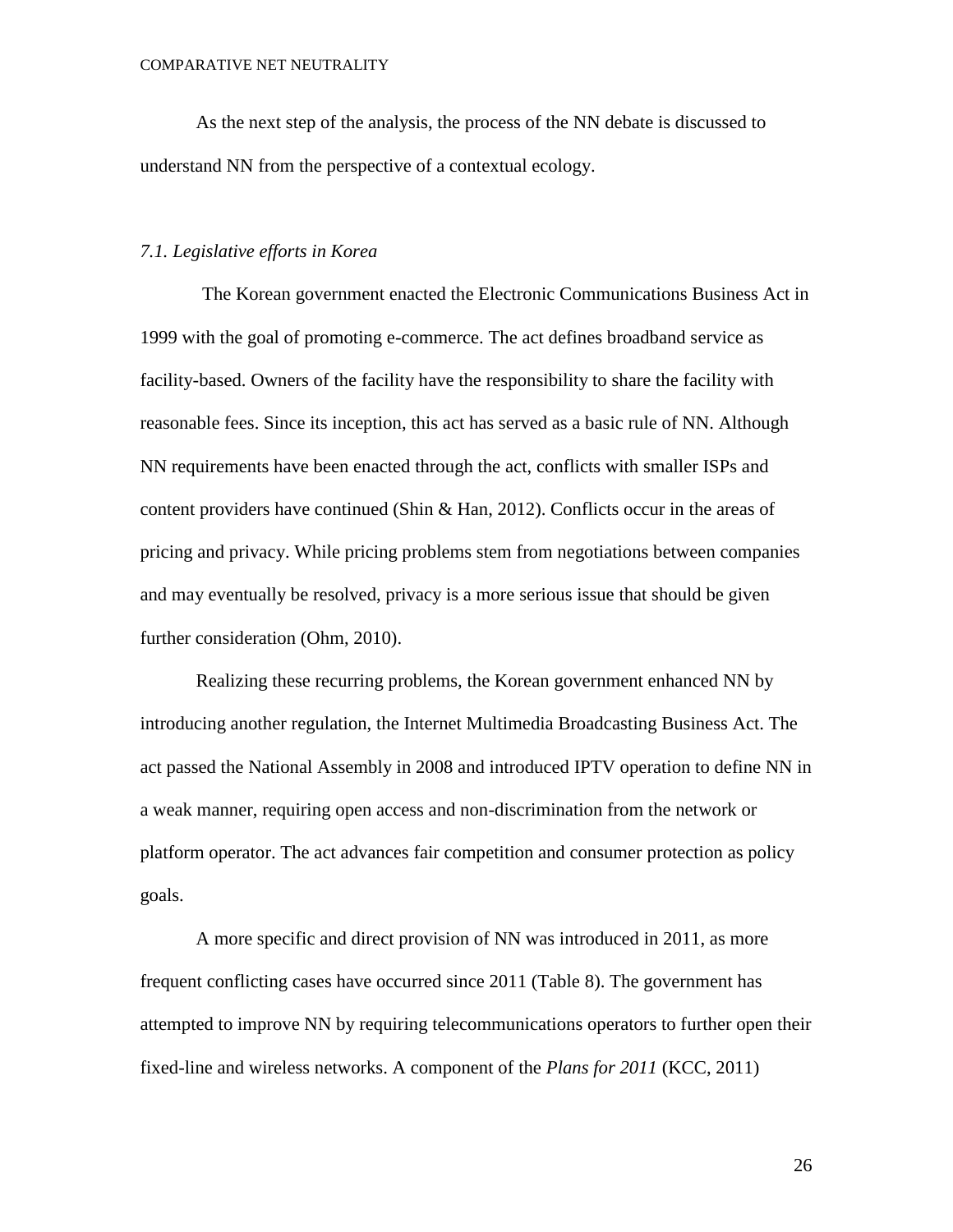As the next step of the analysis, the process of the NN debate is discussed to understand NN from the perspective of a contextual ecology.

### *7.1. Legislative efforts in Korea*

The Korean government enacted the Electronic Communications Business Act in 1999 with the goal of promoting e-commerce. The act defines broadband service as facility-based. Owners of the facility have the responsibility to share the facility with reasonable fees. Since its inception, this act has served as a basic rule of NN. Although NN requirements have been enacted through the act, conflicts with smaller ISPs and content providers have continued (Shin & Han, 2012). Conflicts occur in the areas of pricing and privacy. While pricing problems stem from negotiations between companies and may eventually be resolved, privacy is a more serious issue that should be given further consideration (Ohm, 2010).

Realizing these recurring problems, the Korean government enhanced NN by introducing another regulation, the Internet Multimedia Broadcasting Business Act. The act passed the National Assembly in 2008 and introduced IPTV operation to define NN in a weak manner, requiring open access and non-discrimination from the network or platform operator. The act advances fair competition and consumer protection as policy goals.

A more specific and direct provision of NN was introduced in 2011, as more frequent conflicting cases have occurred since 2011 (Table 8). The government has attempted to improve NN by requiring telecommunications operators to further open their fixed-line and wireless networks. A component of the *Plans for 2011* (KCC, 2011)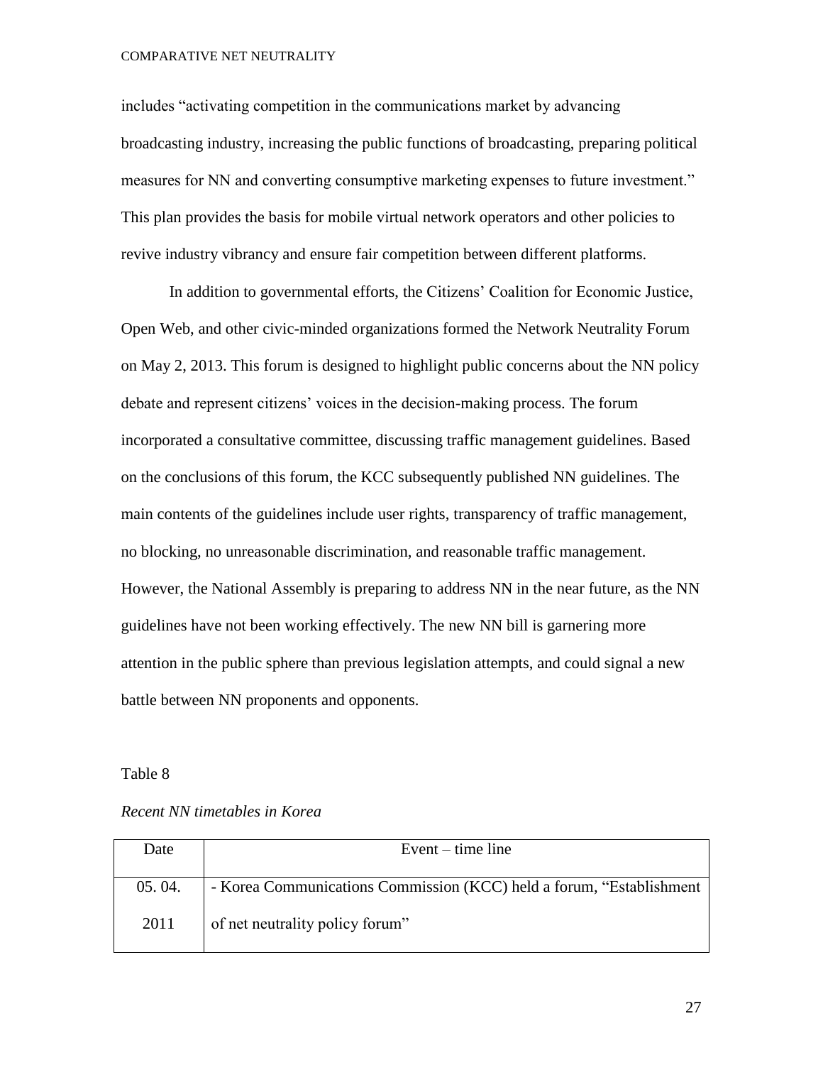includes “activating competition in the communications market by advancing broadcasting industry, increasing the public functions of broadcasting, preparing political measures for NN and converting consumptive marketing expenses to future investment.” This plan provides the basis for mobile virtual network operators and other policies to revive industry vibrancy and ensure fair competition between different platforms.

In addition to governmental efforts, the Citizens’ Coalition for Economic Justice, Open Web, and other civic-minded organizations formed the Network Neutrality Forum on May 2, 2013. This forum is designed to highlight public concerns about the NN policy debate and represent citizens’ voices in the decision-making process. The forum incorporated a consultative committee, discussing traffic management guidelines. Based on the conclusions of this forum, the KCC subsequently published NN guidelines. The main contents of the guidelines include user rights, transparency of traffic management, no blocking, no unreasonable discrimination, and reasonable traffic management. However, the National Assembly is preparing to address NN in the near future, as the NN guidelines have not been working effectively. The new NN bill is garnering more attention in the public sphere than previous legislation attempts, and could signal a new battle between NN proponents and opponents.

Table 8

*Recent NN timetables in Korea*

| Date | Event – time line |
|---|---|
| 05. 04. 2011 | - Korea Communications Commission (KCC) held a forum, “Establishment of net neutrality policy forum” |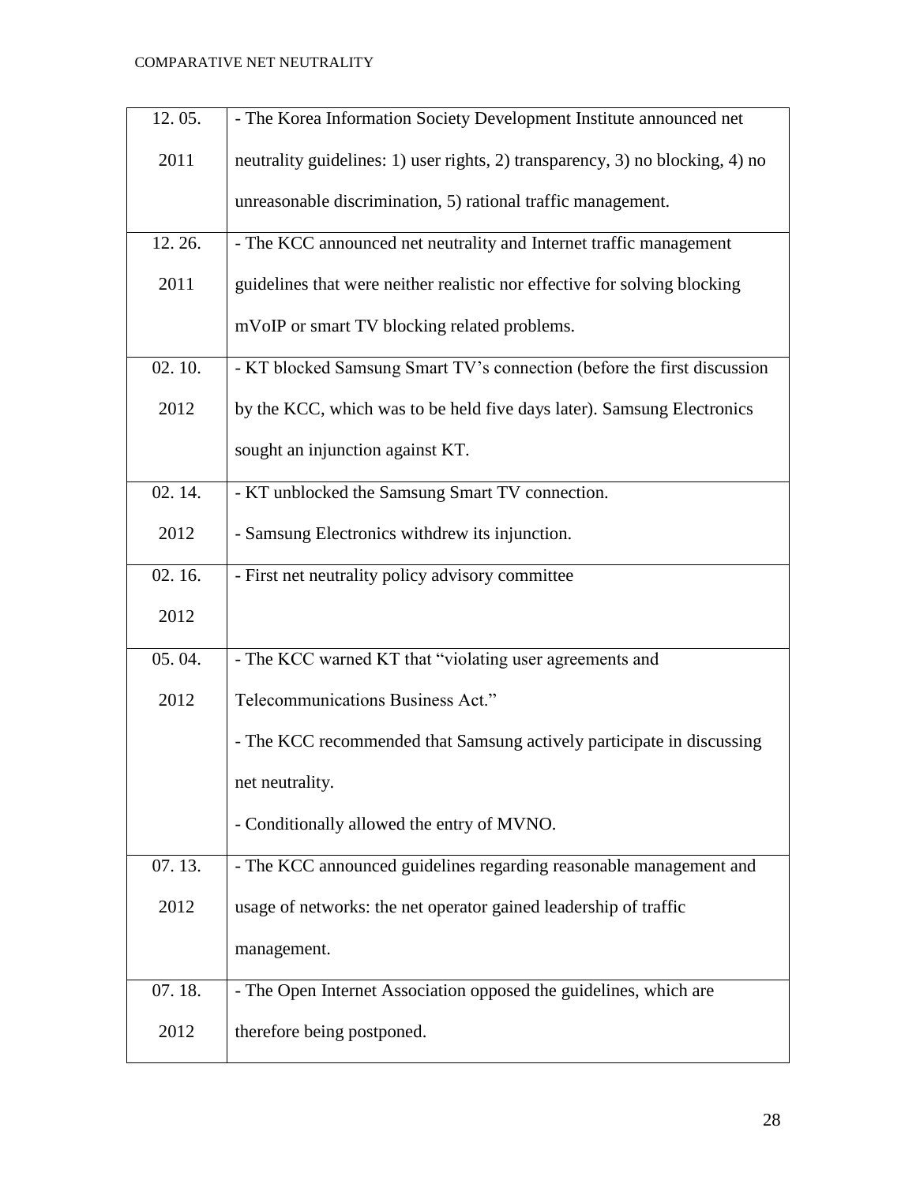| | |
|---|---|
| 12. 05. 2011 | - The Korea Information Society Development Institute announced net neutrality guidelines: 1) user rights, 2) transparency, 3) no blocking, 4) no unreasonable discrimination, 5) rational traffic management. |
| 12. 26. 2011 | - The KCC announced net neutrality and Internet traffic management guidelines that were neither realistic nor effective for solving blocking mVoIP or smart TV blocking related problems. |
| 02. 10. 2012 | - KT blocked Samsung Smart TV's connection (before the first discussion by the KCC, which was to be held five days later). Samsung Electronics sought an injunction against KT. |
| 02. 14. 2012 | - KT unblocked the Samsung Smart TV connection.<br>- Samsung Electronics withdrew its injunction. |
| 02. 16. 2012 | - First net neutrality policy advisory committee |
| 05. 04. 2012 | - The KCC warned KT that "violating user agreements and Telecommunications Business Act."<br>- The KCC recommended that Samsung actively participate in discussing net neutrality.<br>- Conditionally allowed the entry of MVNO. |
| 07. 13. 2012 | - The KCC announced guidelines regarding reasonable management and usage of networks: the net operator gained leadership of traffic management. |
| 07. 18. 2012 | - The Open Internet Association opposed the guidelines, which are therefore being postponed. |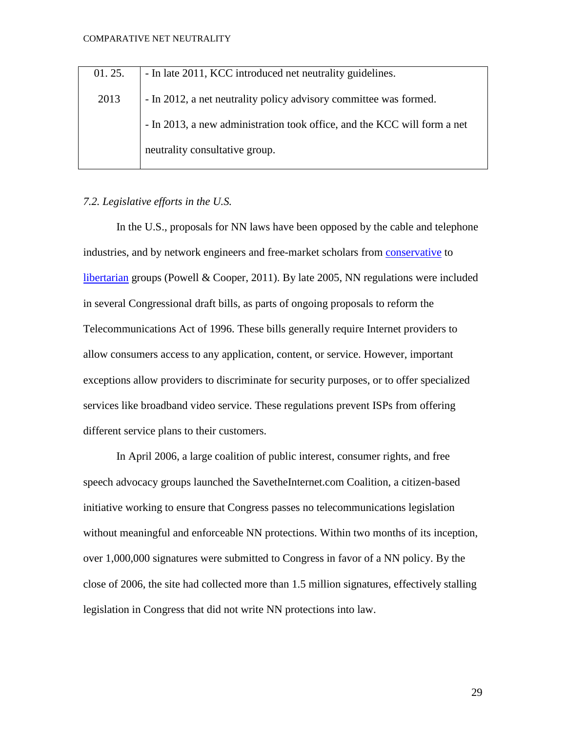| 01. 25. 2013 | - In late 2011, KCC introduced net neutrality guidelines. - In 2012, a net neutrality policy advisory committee was formed. - In 2013, a new administration took office, and the KCC will form a net neutrality consultative group. |
|---|---|

*7.2. Legislative efforts in the U.S.*

In the U.S., proposals for NN laws have been opposed by the cable and telephone industries, and by network engineers and free-market scholars from conservative to libertarian groups (Powell & Cooper, 2011). By late 2005, NN regulations were included in several Congressional draft bills, as parts of ongoing proposals to reform the Telecommunications Act of 1996. These bills generally require Internet providers to allow consumers access to any application, content, or service. However, important exceptions allow providers to discriminate for security purposes, or to offer specialized services like broadband video service. These regulations prevent ISPs from offering different service plans to their customers.

In April 2006, a large coalition of public interest, consumer rights, and free speech advocacy groups launched the SavetheInternet.com Coalition, a citizen-based initiative working to ensure that Congress passes no telecommunications legislation without meaningful and enforceable NN protections. Within two months of its inception, over 1,000,000 signatures were submitted to Congress in favor of a NN policy. By the close of 2006, the site had collected more than 1.5 million signatures, effectively stalling legislation in Congress that did not write NN protections into law.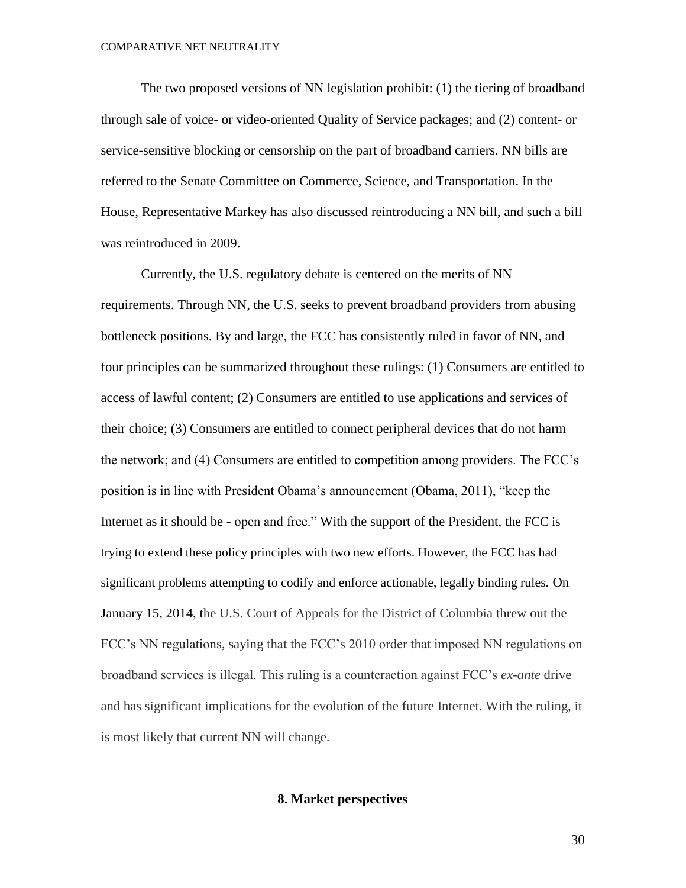The two proposed versions of NN legislation prohibit: (1) the tiering of broadband through sale of voice- or video-oriented Quality of Service packages; and (2) content- or service-sensitive blocking or censorship on the part of broadband carriers. NN bills are referred to the Senate Committee on Commerce, Science, and Transportation. In the House, Representative Markey has also discussed reintroducing a NN bill, and such a bill was reintroduced in 2009.

Currently, the U.S. regulatory debate is centered on the merits of NN requirements. Through NN, the U.S. seeks to prevent broadband providers from abusing bottleneck positions. By and large, the FCC has consistently ruled in favor of NN, and four principles can be summarized throughout these rulings: (1) Consumers are entitled to access of lawful content; (2) Consumers are entitled to use applications and services of their choice; (3) Consumers are entitled to connect peripheral devices that do not harm the network; and (4) Consumers are entitled to competition among providers. The FCC's position is in line with President Obama's announcement (Obama, 2011), "keep the Internet as it should be - open and free." With the support of the President, the FCC is trying to extend these policy principles with two new efforts. However, the FCC has had significant problems attempting to codify and enforce actionable, legally binding rules. On January 15, 2014, the U.S. Court of Appeals for the District of Columbia threw out the FCC's NN regulations, saying that the FCC's 2010 order that imposed NN regulations on broadband services is illegal. This ruling is a counteraction against FCC's *ex-ante* drive and has significant implications for the evolution of the future Internet. With the ruling, it is most likely that current NN will change.

## 8. Market perspectives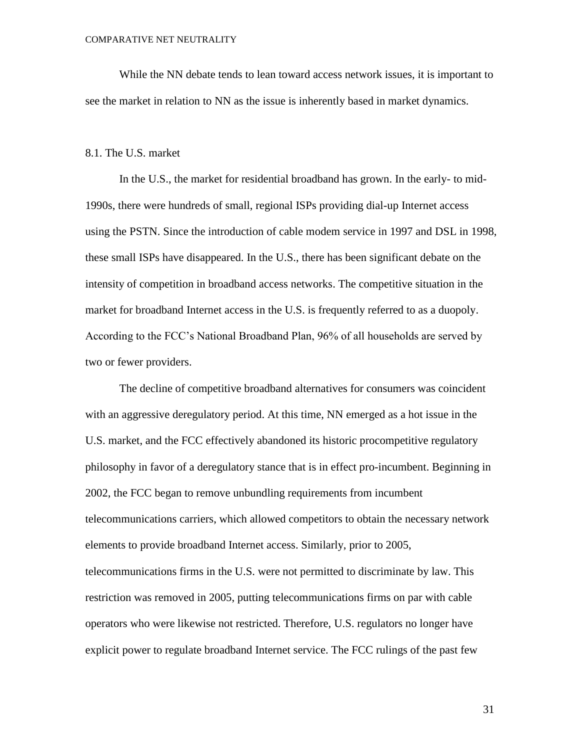While the NN debate tends to lean toward access network issues, it is important to see the market in relation to NN as the issue is inherently based in market dynamics.

## 8.1. The U.S. market

In the U.S., the market for residential broadband has grown. In the early- to mid-1990s, there were hundreds of small, regional ISPs providing dial-up Internet access using the PSTN. Since the introduction of cable modem service in 1997 and DSL in 1998, these small ISPs have disappeared. In the U.S., there has been significant debate on the intensity of competition in broadband access networks. The competitive situation in the market for broadband Internet access in the U.S. is frequently referred to as a duopoly. According to the FCC's National Broadband Plan, 96% of all households are served by two or fewer providers.

The decline of competitive broadband alternatives for consumers was coincident with an aggressive deregulatory period. At this time, NN emerged as a hot issue in the U.S. market, and the FCC effectively abandoned its historic procompetitive regulatory philosophy in favor of a deregulatory stance that is in effect pro-incumbent. Beginning in 2002, the FCC began to remove unbundling requirements from incumbent telecommunications carriers, which allowed competitors to obtain the necessary network elements to provide broadband Internet access. Similarly, prior to 2005, telecommunications firms in the U.S. were not permitted to discriminate by law. This restriction was removed in 2005, putting telecommunications firms on par with cable operators who were likewise not restricted. Therefore, U.S. regulators no longer have explicit power to regulate broadband Internet service. The FCC rulings of the past few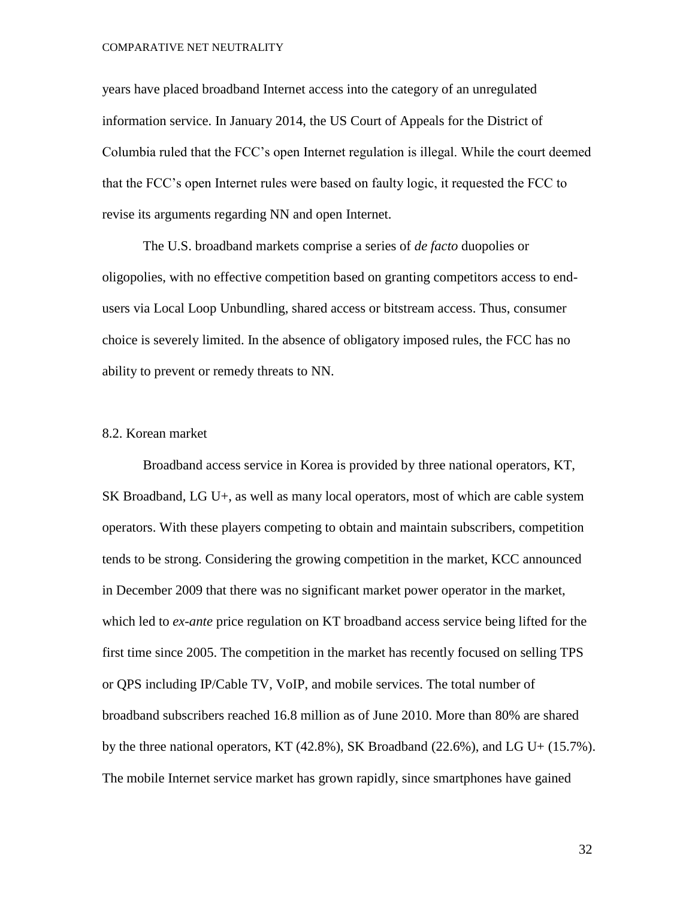years have placed broadband Internet access into the category of an unregulated information service. In January 2014, the US Court of Appeals for the District of Columbia ruled that the FCC's open Internet regulation is illegal. While the court deemed that the FCC's open Internet rules were based on faulty logic, it requested the FCC to revise its arguments regarding NN and open Internet.

The U.S. broadband markets comprise a series of *de facto* duopolies or oligopolies, with no effective competition based on granting competitors access to end-users via Local Loop Unbundling, shared access or bitstream access. Thus, consumer choice is severely limited. In the absence of obligatory imposed rules, the FCC has no ability to prevent or remedy threats to NN.

## 8.2. Korean market

Broadband access service in Korea is provided by three national operators, KT, SK Broadband, LG U+, as well as many local operators, most of which are cable system operators. With these players competing to obtain and maintain subscribers, competition tends to be strong. Considering the growing competition in the market, KCC announced in December 2009 that there was no significant market power operator in the market, which led to *ex-ante* price regulation on KT broadband access service being lifted for the first time since 2005. The competition in the market has recently focused on selling TPS or QPS including IP/Cable TV, VoIP, and mobile services. The total number of broadband subscribers reached 16.8 million as of June 2010. More than 80% are shared by the three national operators, KT (42.8%), SK Broadband (22.6%), and LG U+ (15.7%). The mobile Internet service market has grown rapidly, since smartphones have gained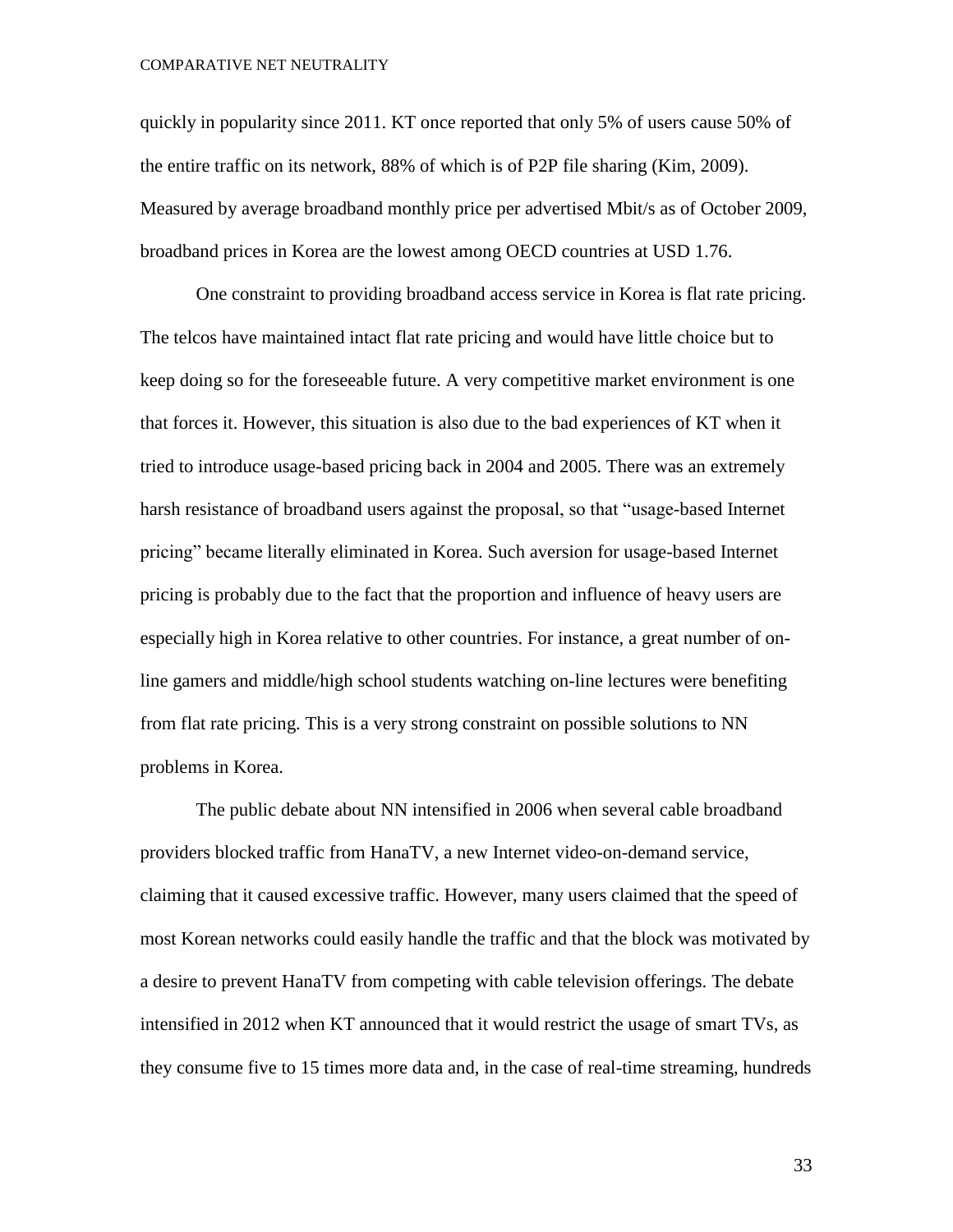quickly in popularity since 2011. KT once reported that only 5% of users cause 50% of the entire traffic on its network, 88% of which is of P2P file sharing (Kim, 2009). Measured by average broadband monthly price per advertised Mbit/s as of October 2009, broadband prices in Korea are the lowest among OECD countries at USD 1.76.

One constraint to providing broadband access service in Korea is flat rate pricing. The telcos have maintained intact flat rate pricing and would have little choice but to keep doing so for the foreseeable future. A very competitive market environment is one that forces it. However, this situation is also due to the bad experiences of KT when it tried to introduce usage-based pricing back in 2004 and 2005. There was an extremely harsh resistance of broadband users against the proposal, so that "usage-based Internet pricing" became literally eliminated in Korea. Such aversion for usage-based Internet pricing is probably due to the fact that the proportion and influence of heavy users are especially high in Korea relative to other countries. For instance, a great number of on-line gamers and middle/high school students watching on-line lectures were benefiting from flat rate pricing. This is a very strong constraint on possible solutions to NN problems in Korea.

The public debate about NN intensified in 2006 when several cable broadband providers blocked traffic from HanaTV, a new Internet video-on-demand service, claiming that it caused excessive traffic. However, many users claimed that the speed of most Korean networks could easily handle the traffic and that the block was motivated by a desire to prevent HanaTV from competing with cable television offerings. The debate intensified in 2012 when KT announced that it would restrict the usage of smart TVs, as they consume five to 15 times more data and, in the case of real-time streaming, hundreds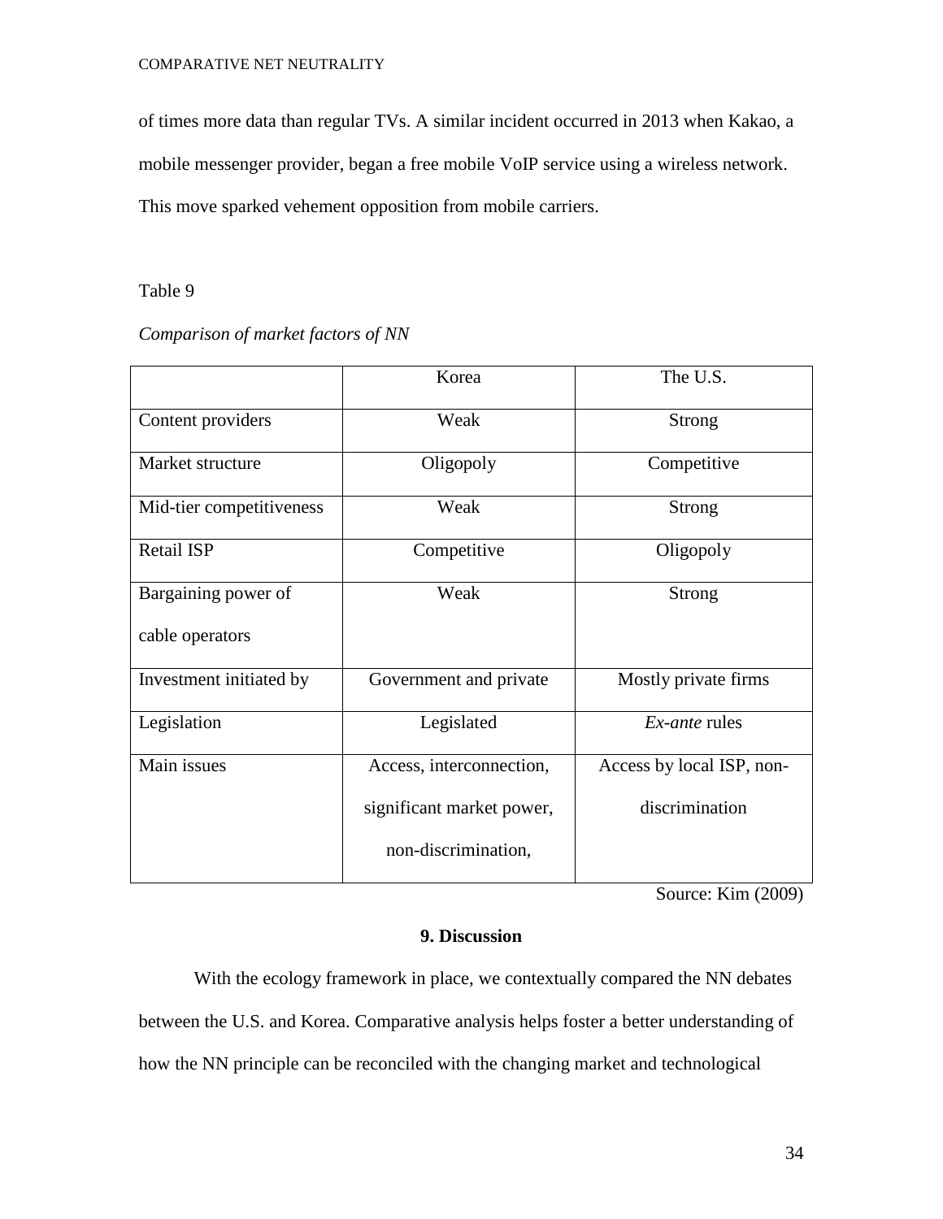of times more data than regular TVs. A similar incident occurred in 2013 when Kakao, a mobile messenger provider, began a free mobile VoIP service using a wireless network. This move sparked vehement opposition from mobile carriers.

Table 9

*Comparison of market factors of NN*

| | Korea | The U.S. |
|---|---|---|
| Content providers | Weak | Strong |
| Market structure | Oligopoly | Competitive |
| Mid-tier competitiveness | Weak | Strong |
| Retail ISP | Competitive | Oligopoly |
| Bargaining power of cable operators | Weak | Strong |
| Investment initiated by | Government and private | Mostly private firms |
| Legislation | Legislated | *Ex-ante* rules |
| Main issues | Access, interconnection, significant market power, non-discrimination, | Access by local ISP, non-discrimination |

Source: Kim (2009)

## 9. Discussion

With the ecology framework in place, we contextually compared the NN debates between the U.S. and Korea. Comparative analysis helps foster a better understanding of how the NN principle can be reconciled with the changing market and technological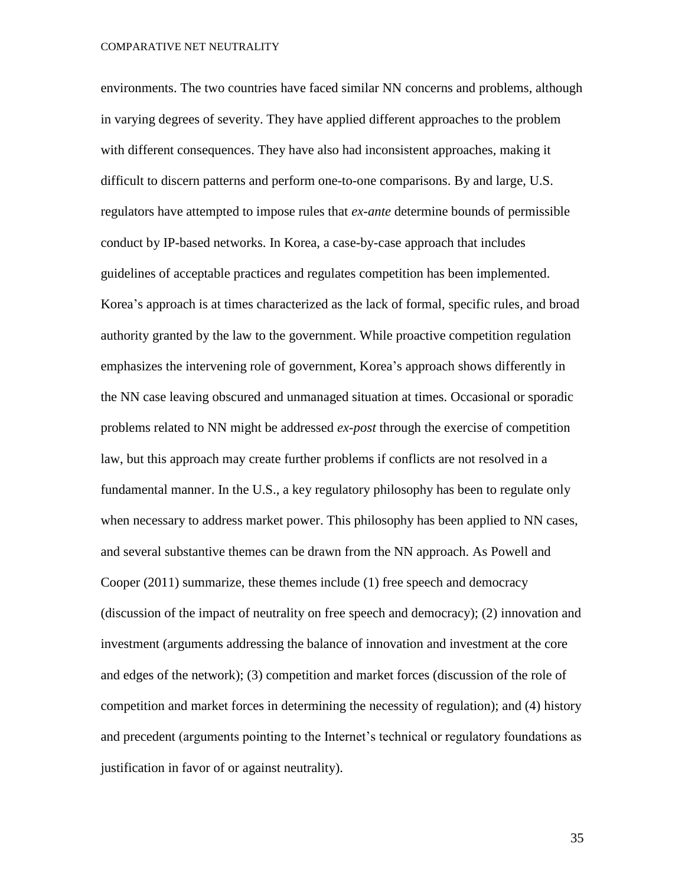environments. The two countries have faced similar NN concerns and problems, although in varying degrees of severity. They have applied different approaches to the problem with different consequences. They have also had inconsistent approaches, making it difficult to discern patterns and perform one-to-one comparisons. By and large, U.S. regulators have attempted to impose rules that *ex-ante* determine bounds of permissible conduct by IP-based networks. In Korea, a case-by-case approach that includes guidelines of acceptable practices and regulates competition has been implemented. Korea's approach is at times characterized as the lack of formal, specific rules, and broad authority granted by the law to the government. While proactive competition regulation emphasizes the intervening role of government, Korea's approach shows differently in the NN case leaving obscured and unmanaged situation at times. Occasional or sporadic problems related to NN might be addressed *ex-post* through the exercise of competition law, but this approach may create further problems if conflicts are not resolved in a fundamental manner. In the U.S., a key regulatory philosophy has been to regulate only when necessary to address market power. This philosophy has been applied to NN cases, and several substantive themes can be drawn from the NN approach. As Powell and Cooper (2011) summarize, these themes include (1) free speech and democracy (discussion of the impact of neutrality on free speech and democracy); (2) innovation and investment (arguments addressing the balance of innovation and investment at the core and edges of the network); (3) competition and market forces (discussion of the role of competition and market forces in determining the necessity of regulation); and (4) history and precedent (arguments pointing to the Internet's technical or regulatory foundations as justification in favor of or against neutrality).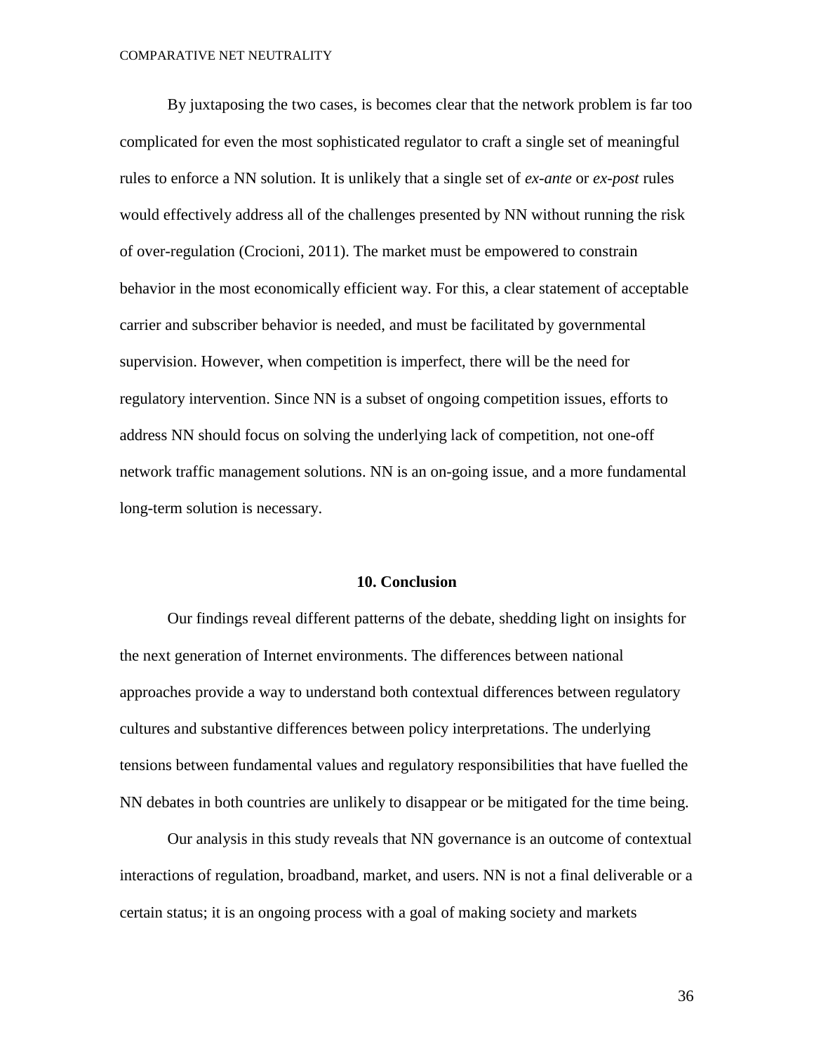By juxtaposing the two cases, is becomes clear that the network problem is far too complicated for even the most sophisticated regulator to craft a single set of meaningful rules to enforce a NN solution. It is unlikely that a single set of *ex-ante* or *ex-post* rules would effectively address all of the challenges presented by NN without running the risk of over-regulation (Crocioni, 2011). The market must be empowered to constrain behavior in the most economically efficient way. For this, a clear statement of acceptable carrier and subscriber behavior is needed, and must be facilitated by governmental supervision. However, when competition is imperfect, there will be the need for regulatory intervention. Since NN is a subset of ongoing competition issues, efforts to address NN should focus on solving the underlying lack of competition, not one-off network traffic management solutions. NN is an on-going issue, and a more fundamental long-term solution is necessary.

## 10. Conclusion

Our findings reveal different patterns of the debate, shedding light on insights for the next generation of Internet environments. The differences between national approaches provide a way to understand both contextual differences between regulatory cultures and substantive differences between policy interpretations. The underlying tensions between fundamental values and regulatory responsibilities that have fuelled the NN debates in both countries are unlikely to disappear or be mitigated for the time being.

Our analysis in this study reveals that NN governance is an outcome of contextual interactions of regulation, broadband, market, and users. NN is not a final deliverable or a certain status; it is an ongoing process with a goal of making society and markets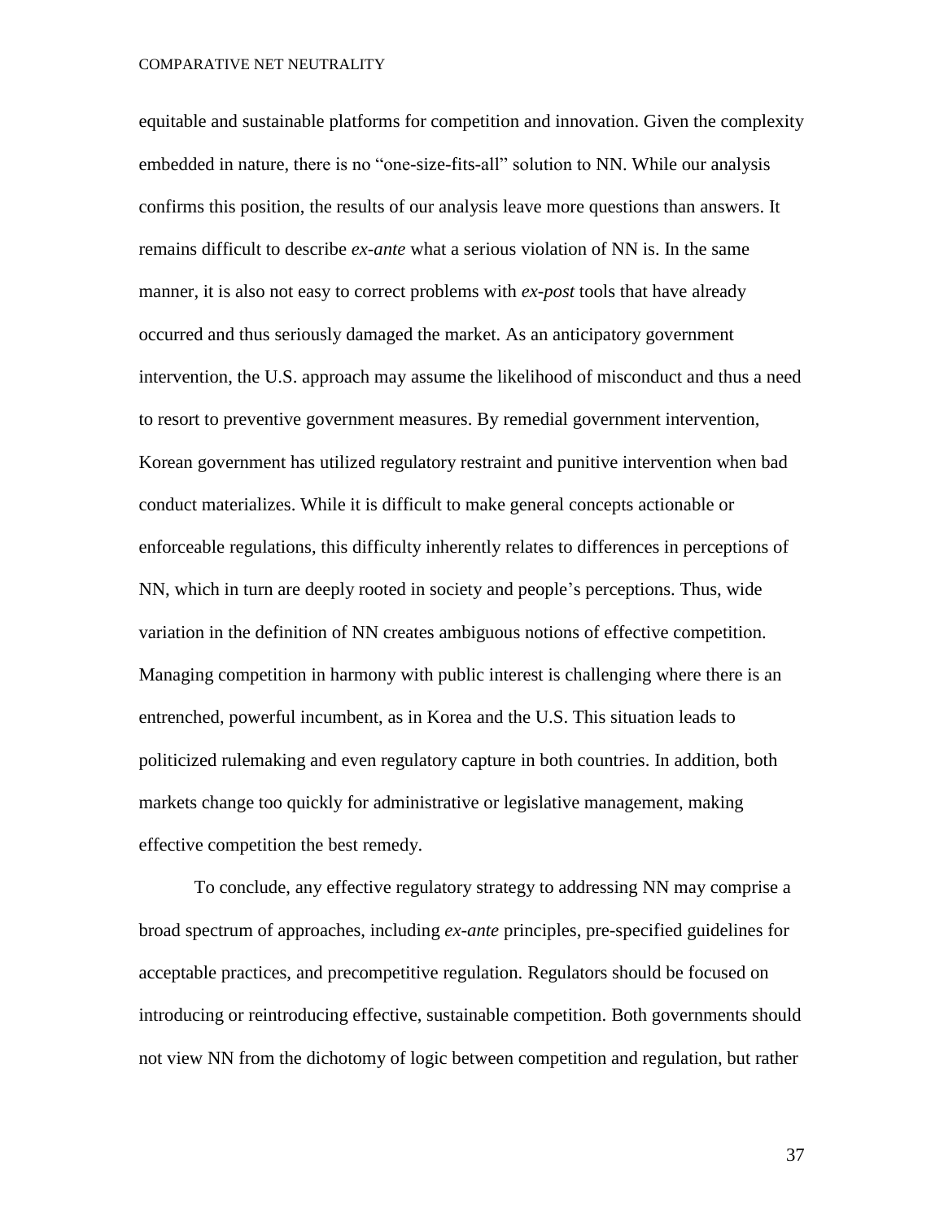equitable and sustainable platforms for competition and innovation. Given the complexity embedded in nature, there is no "one-size-fits-all" solution to NN. While our analysis confirms this position, the results of our analysis leave more questions than answers. It remains difficult to describe *ex-ante* what a serious violation of NN is. In the same manner, it is also not easy to correct problems with *ex-post* tools that have already occurred and thus seriously damaged the market. As an anticipatory government intervention, the U.S. approach may assume the likelihood of misconduct and thus a need to resort to preventive government measures. By remedial government intervention, Korean government has utilized regulatory restraint and punitive intervention when bad conduct materializes. While it is difficult to make general concepts actionable or enforceable regulations, this difficulty inherently relates to differences in perceptions of NN, which in turn are deeply rooted in society and people's perceptions. Thus, wide variation in the definition of NN creates ambiguous notions of effective competition. Managing competition in harmony with public interest is challenging where there is an entrenched, powerful incumbent, as in Korea and the U.S. This situation leads to politicized rulemaking and even regulatory capture in both countries. In addition, both markets change too quickly for administrative or legislative management, making effective competition the best remedy.

To conclude, any effective regulatory strategy to addressing NN may comprise a broad spectrum of approaches, including *ex-ante* principles, pre-specified guidelines for acceptable practices, and precompetitive regulation. Regulators should be focused on introducing or reintroducing effective, sustainable competition. Both governments should not view NN from the dichotomy of logic between competition and regulation, but rather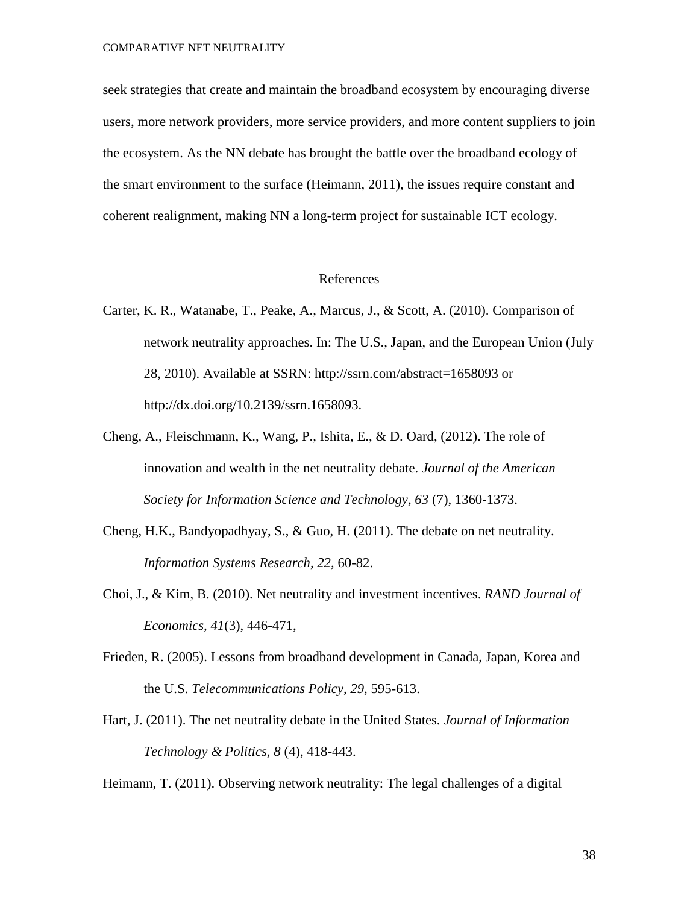seek strategies that create and maintain the broadband ecosystem by encouraging diverse users, more network providers, more service providers, and more content suppliers to join the ecosystem. As the NN debate has brought the battle over the broadband ecology of the smart environment to the surface (Heimann, 2011), the issues require constant and coherent realignment, making NN a long-term project for sustainable ICT ecology.

## References

Carter, K. R., Watanabe, T., Peake, A., Marcus, J., & Scott, A. (2010). Comparison of network neutrality approaches. In: The U.S., Japan, and the European Union (July 28, 2010). Available at SSRN: http://ssrn.com/abstract=1658093 or http://dx.doi.org/10.2139/ssrn.1658093.

Cheng, A., Fleischmann, K., Wang, P., Ishita, E., & D. Oard, (2012). The role of innovation and wealth in the net neutrality debate. *Journal of the American Society for Information Science and Technology, 63* (7), 1360-1373.

Cheng, H.K., Bandyopadhyay, S., & Guo, H. (2011). The debate on net neutrality. *Information Systems Research, 22,* 60-82.

Choi, J., & Kim, B. (2010). Net neutrality and investment incentives. *RAND Journal of Economics, 41*(3), 446-471,

Frieden, R. (2005). Lessons from broadband development in Canada, Japan, Korea and the U.S. *Telecommunications Policy, 29*, 595-613.

Hart, J. (2011). The net neutrality debate in the United States. *Journal of Information Technology & Politics, 8* (4), 418-443.

Heimann, T. (2011). Observing network neutrality: The legal challenges of a digital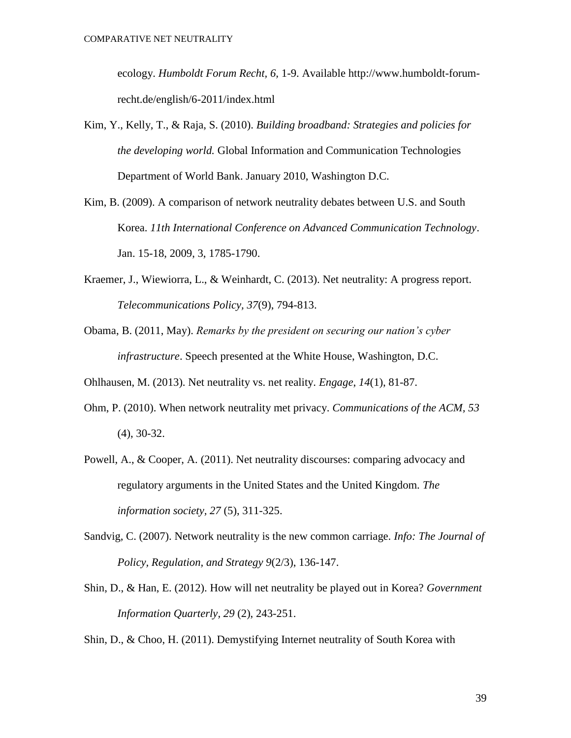ecology. *Humboldt Forum Recht, 6*, 1-9. Available http://www.humboldt-forum-recht.de/english/6-2011/index.html

Kim, Y., Kelly, T., & Raja, S. (2010). *Building broadband: Strategies and policies for the developing world.* Global Information and Communication Technologies Department of World Bank. January 2010, Washington D.C.

Kim, B. (2009). A comparison of network neutrality debates between U.S. and South Korea. *11th International Conference on Advanced Communication Technology*. Jan. 15-18, 2009, 3, 1785-1790.

Kraemer, J., Wiewiorra, L., & Weinhardt, C. (2013). Net neutrality: A progress report. *Telecommunications Policy, 37*(9), 794-813.

Obama, B. (2011, May). *Remarks by the president on securing our nation's cyber infrastructure*. Speech presented at the White House, Washington, D.C.

Ohlhausen, M. (2013). Net neutrality vs. net reality. *Engage, 14*(1), 81-87.

Ohm, P. (2010). When network neutrality met privacy. *Communications of the ACM, 53* (4), 30-32.

Powell, A., & Cooper, A. (2011). Net neutrality discourses: comparing advocacy and regulatory arguments in the United States and the United Kingdom. *The information society, 27* (5), 311-325.

Sandvig, C. (2007). Network neutrality is the new common carriage. *Info: The Journal of Policy, Regulation, and Strategy 9*(2/3), 136-147.

Shin, D., & Han, E. (2012). How will net neutrality be played out in Korea? *Government Information Quarterly, 29* (2), 243-251.

Shin, D., & Choo, H. (2011). Demystifying Internet neutrality of South Korea with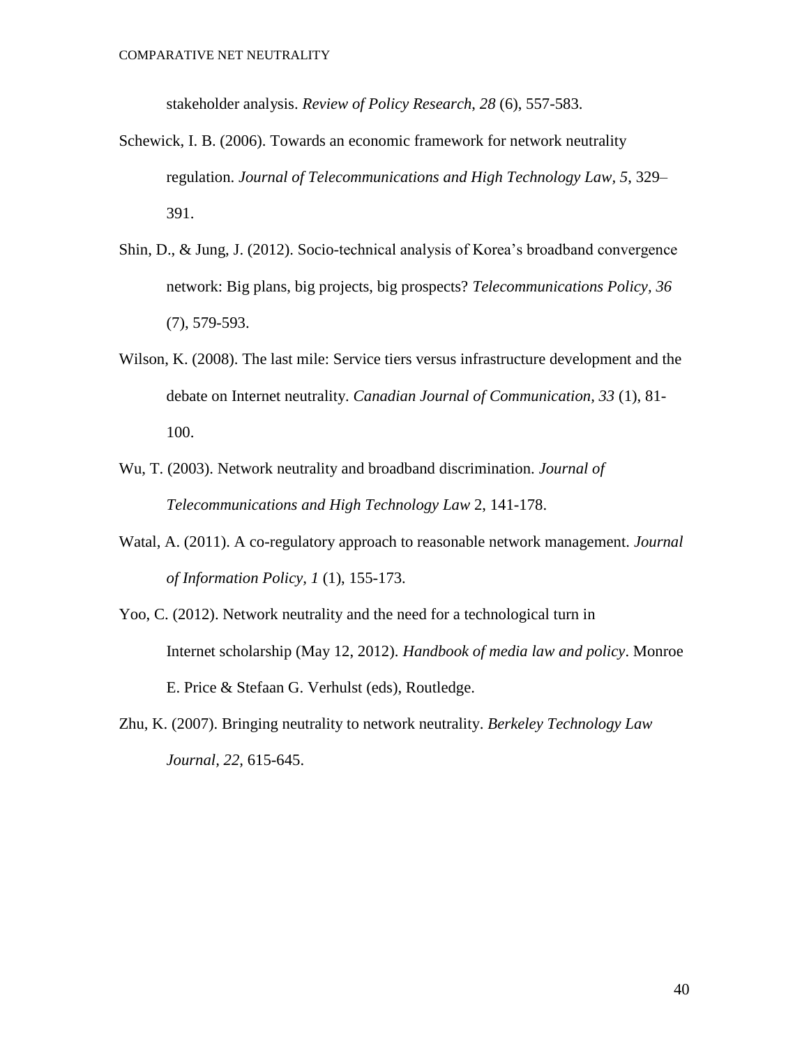stakeholder analysis. *Review of Policy Research*, *28* (6), 557-583.

Schewick, I. B. (2006). Towards an economic framework for network neutrality regulation. *Journal of Telecommunications and High Technology Law, 5*, 329–391.

Shin, D., & Jung, J. (2012). Socio-technical analysis of Korea's broadband convergence network: Big plans, big projects, big prospects? *Telecommunications Policy, 36* (7), 579-593.

Wilson, K. (2008). The last mile: Service tiers versus infrastructure development and the debate on Internet neutrality. *Canadian Journal of Communication, 33* (1), 81-100.

Wu, T. (2003). Network neutrality and broadband discrimination. *Journal of Telecommunications and High Technology Law* 2, 141-178.

Watal, A. (2011). A co-regulatory approach to reasonable network management. *Journal of Information Policy, 1* (1), 155-173.

Yoo, C. (2012). Network neutrality and the need for a technological turn in Internet scholarship (May 12, 2012). *Handbook of media law and policy*. Monroe E. Price & Stefaan G. Verhulst (eds), Routledge.

Zhu, K. (2007). Bringing neutrality to network neutrality. *Berkeley Technology Law Journal, 22*, 615-645.